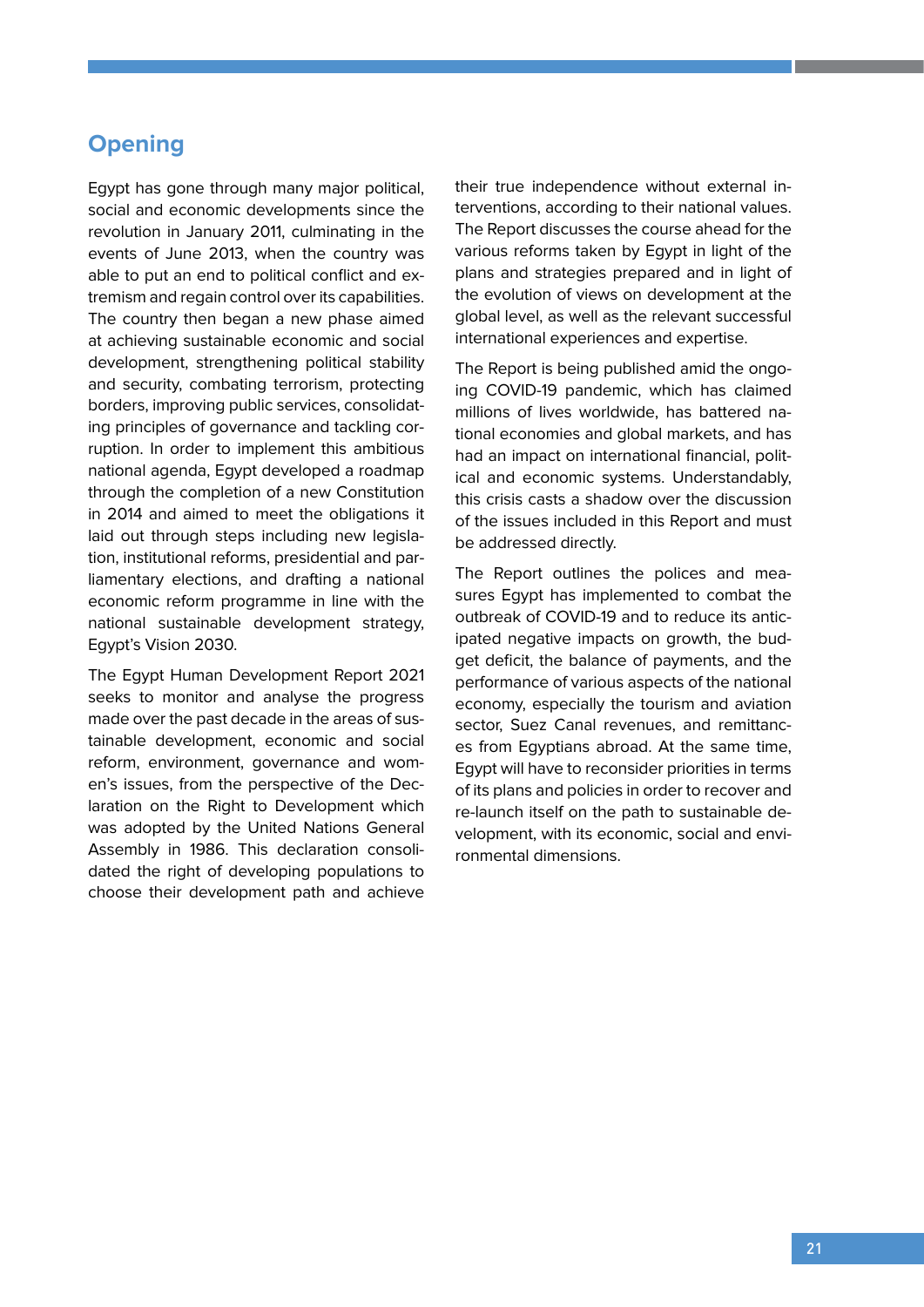# Opening

Egypt has gone through many major political, social and economic developments since the revolution in January 2011, culminating in the events of June 2013, when the country was able to put an end to political conflict and extremism and regain control over its capabilities. The country then began a new phase aimed at achieving sustainable economic and social development, strengthening political stability and security, combating terrorism, protecting borders, improving public services, consolidating principles of governance and tackling corruption. In order to implement this ambitious national agenda, Egypt developed a roadmap through the completion of a new Constitution in 2014 and aimed to meet the obligations it laid out through steps including new legislation, institutional reforms, presidential and parliamentary elections, and drafting a national economic reform programme in line with the national sustainable development strategy, Egypt's Vision 2030.

The Egypt Human Development Report 2021 seeks to monitor and analyse the progress made over the past decade in the areas of sustainable development, economic and social reform, environment, governance and women's issues, from the perspective of the Declaration on the Right to Development which was adopted by the United Nations General Assembly in 1986. This declaration consolidated the right of developing populations to choose their development path and achieve their true independence without external interventions, according to their national values. The Report discusses the course ahead for the various reforms taken by Egypt in light of the plans and strategies prepared and in light of the evolution of views on development at the global level, as well as the relevant successful international experiences and expertise.

The Report is being published amid the ongoing COVID-19 pandemic, which has claimed millions of lives worldwide, has battered national economies and global markets, and has had an impact on international financial, political and economic systems. Understandably, this crisis casts a shadow over the discussion of the issues included in this Report and must be addressed directly.

The Report outlines the polices and measures Egypt has implemented to combat the outbreak of COVID-19 and to reduce its anticipated negative impacts on growth, the budget deficit, the balance of payments, and the performance of various aspects of the national economy, especially the tourism and aviation sector, Suez Canal revenues, and remittances from Egyptians abroad. At the same time, Egypt will have to reconsider priorities in terms of its plans and policies in order to recover and re-launch itself on the path to sustainable development, with its economic, social and environmental dimensions.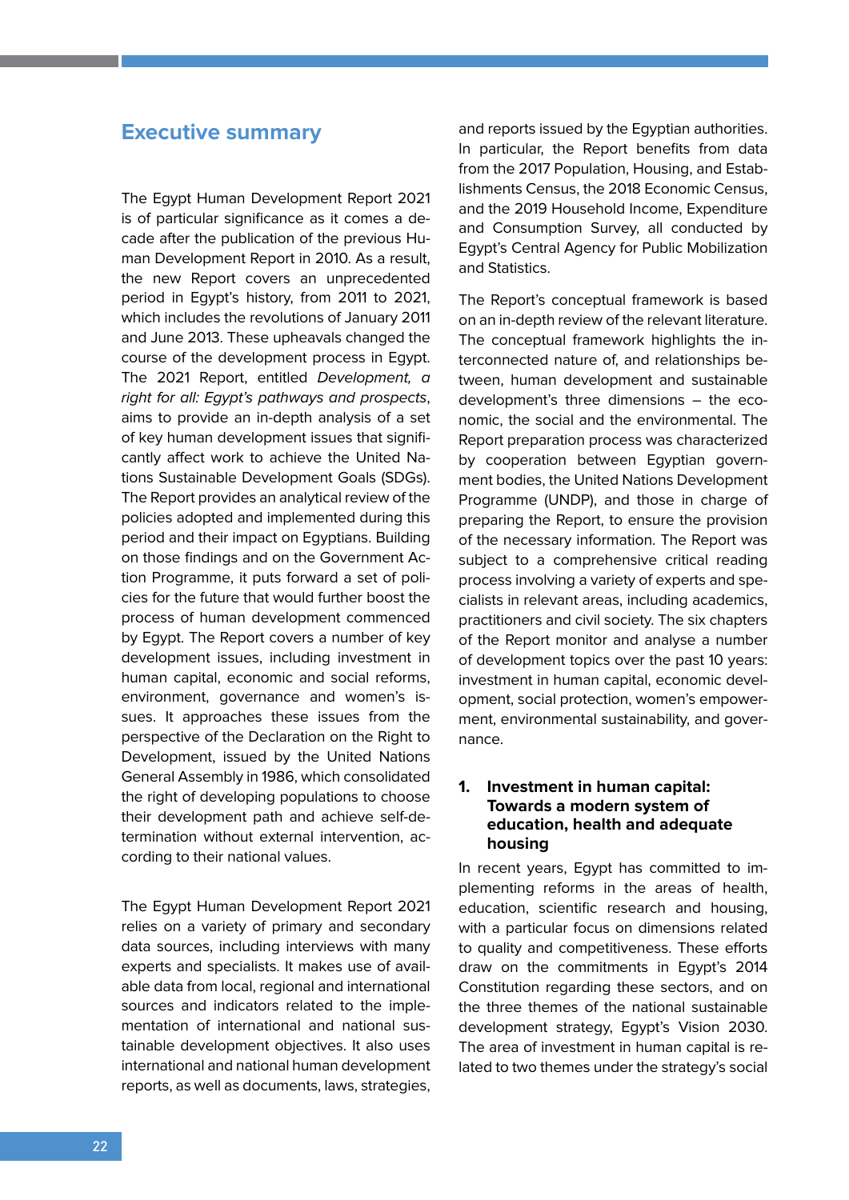# Executive summary

The Egypt Human Development Report 2021 is of particular significance as it comes a decade after the publication of the previous Human Development Report in 2010. As a result, the new Report covers an unprecedented period in Egypt's history, from 2011 to 2021, which includes the revolutions of January 2011 and June 2013. These upheavals changed the course of the development process in Egypt. The 2021 Report, entitled *Development, a right for all: Egypt's pathways and prospects*, aims to provide an in-depth analysis of a set of key human development issues that significantly affect work to achieve the United Nations Sustainable Development Goals (SDGs). The Report provides an analytical review of the policies adopted and implemented during this period and their impact on Egyptians. Building on those findings and on the Government Action Programme, it puts forward a set of policies for the future that would further boost the process of human development commenced by Egypt. The Report covers a number of key development issues, including investment in human capital, economic and social reforms, environment, governance and women's issues. It approaches these issues from the perspective of the Declaration on the Right to Development, issued by the United Nations General Assembly in 1986, which consolidated the right of developing populations to choose their development path and achieve self-determination without external intervention, according to their national values.

The Egypt Human Development Report 2021 relies on a variety of primary and secondary data sources, including interviews with many experts and specialists. It makes use of available data from local, regional and international sources and indicators related to the implementation of international and national sustainable development objectives. It also uses international and national human development reports, as well as documents, laws, strategies, and reports issued by the Egyptian authorities. In particular, the Report benefits from data from the 2017 Population, Housing, and Establishments Census, the 2018 Economic Census, and the 2019 Household Income, Expenditure and Consumption Survey, all conducted by Egypt's Central Agency for Public Mobilization and Statistics.

The Report's conceptual framework is based on an in-depth review of the relevant literature. The conceptual framework highlights the interconnected nature of, and relationships between, human development and sustainable development's three dimensions – the economic, the social and the environmental. The Report preparation process was characterized by cooperation between Egyptian government bodies, the United Nations Development Programme (UNDP), and those in charge of preparing the Report, to ensure the provision of the necessary information. The Report was subject to a comprehensive critical reading process involving a variety of experts and specialists in relevant areas, including academics, practitioners and civil society. The six chapters of the Report monitor and analyse a number of development topics over the past 10 years: investment in human capital, economic development, social protection, women's empowerment, environmental sustainability, and governance.

## 1. Investment in human capital: Towards a modern system of education, health and adequate housing

In recent years, Egypt has committed to implementing reforms in the areas of health, education, scientific research and housing, with a particular focus on dimensions related to quality and competitiveness. These efforts draw on the commitments in Egypt's 2014 Constitution regarding these sectors, and on the three themes of the national sustainable development strategy, Egypt's Vision 2030. The area of investment in human capital is related to two themes under the strategy's social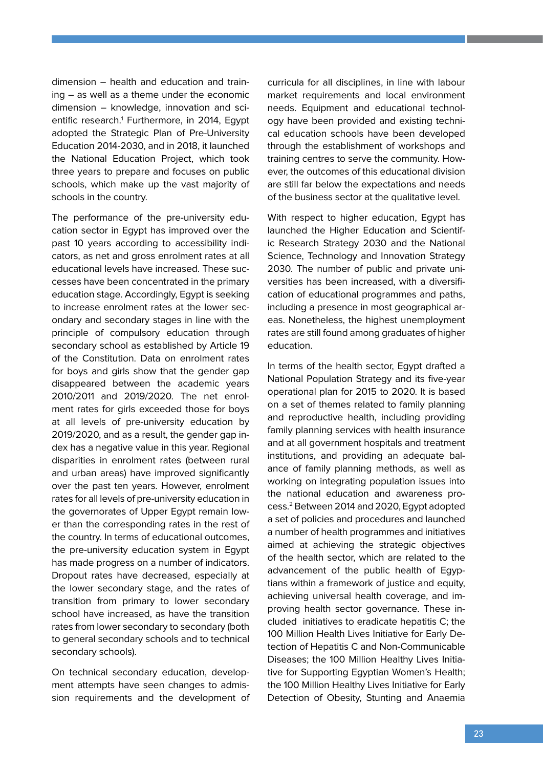dimension – health and education and training – as well as a theme under the economic dimension – knowledge, innovation and scientific research.[1] Furthermore, in 2014, Egypt adopted the Strategic Plan of Pre-University Education 2014-2030, and in 2018, it launched the National Education Project, which took three years to prepare and focuses on public schools, which make up the vast majority of schools in the country.

The performance of the pre-university education sector in Egypt has improved over the past 10 years according to accessibility indicators, as net and gross enrolment rates at all educational levels have increased. These successes have been concentrated in the primary education stage. Accordingly, Egypt is seeking to increase enrolment rates at the lower secondary and secondary stages in line with the principle of compulsory education through secondary school as established by Article 19 of the Constitution. Data on enrolment rates for boys and girls show that the gender gap disappeared between the academic years 2010/2011 and 2019/2020. The net enrolment rates for girls exceeded those for boys at all levels of pre-university education by 2019/2020, and as a result, the gender gap index has a negative value in this year. Regional disparities in enrolment rates (between rural and urban areas) have improved significantly over the past ten years. However, enrolment rates for all levels of pre-university education in the governorates of Upper Egypt remain lower than the corresponding rates in the rest of the country. In terms of educational outcomes, the pre-university education system in Egypt has made progress on a number of indicators. Dropout rates have decreased, especially at the lower secondary stage, and the rates of transition from primary to lower secondary school have increased, as have the transition rates from lower secondary to secondary (both to general secondary schools and to technical secondary schools).

On technical secondary education, development attempts have seen changes to admission requirements and the development of curricula for all disciplines, in line with labour market requirements and local environment needs. Equipment and educational technology have been provided and existing technical education schools have been developed through the establishment of workshops and training centres to serve the community. However, the outcomes of this educational division are still far below the expectations and needs of the business sector at the qualitative level.

With respect to higher education, Egypt has launched the Higher Education and Scientific Research Strategy 2030 and the National Science, Technology and Innovation Strategy 2030. The number of public and private universities has been increased, with a diversification of educational programmes and paths, including a presence in most geographical areas. Nonetheless, the highest unemployment rates are still found among graduates of higher education.

In terms of the health sector, Egypt drafted a National Population Strategy and its five-year operational plan for 2015 to 2020. It is based on a set of themes related to family planning and reproductive health, including providing family planning services with health insurance and at all government hospitals and treatment institutions, and providing an adequate balance of family planning methods, as well as working on integrating population issues into the national education and awareness process.[2] Between 2014 and 2020, Egypt adopted a set of policies and procedures and launched a number of health programmes and initiatives aimed at achieving the strategic objectives of the health sector, which are related to the advancement of the public health of Egyptians within a framework of justice and equity, achieving universal health coverage, and improving health sector governance. These included initiatives to eradicate hepatitis C; the 100 Million Health Lives Initiative for Early Detection of Hepatitis C and Non-Communicable Diseases; the 100 Million Healthy Lives Initiative for Supporting Egyptian Women's Health; the 100 Million Healthy Lives Initiative for Early Detection of Obesity, Stunting and Anaemia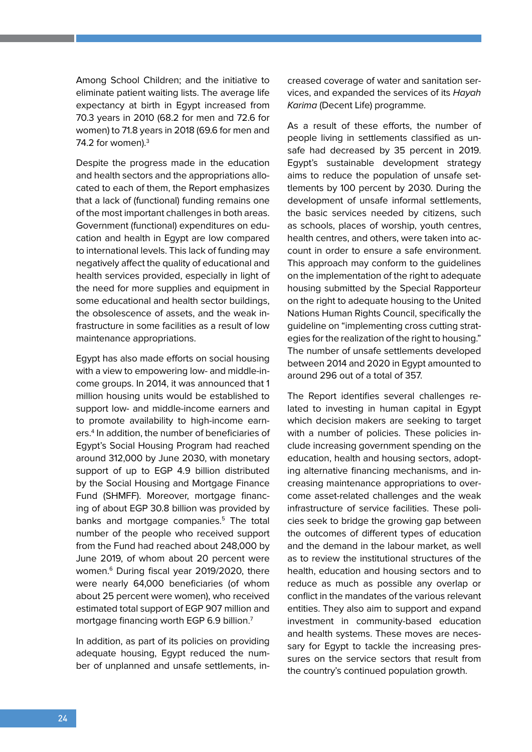Among School Children; and the initiative to eliminate patient waiting lists. The average life expectancy at birth in Egypt increased from 70.3 years in 2010 (68.2 for men and 72.6 for women) to 71.8 years in 2018 (69.6 for men and 74.2 for women).[3]

Despite the progress made in the education and health sectors and the appropriations allocated to each of them, the Report emphasizes that a lack of (functional) funding remains one of the most important challenges in both areas. Government (functional) expenditures on education and health in Egypt are low compared to international levels. This lack of funding may negatively affect the quality of educational and health services provided, especially in light of the need for more supplies and equipment in some educational and health sector buildings, the obsolescence of assets, and the weak infrastructure in some facilities as a result of low maintenance appropriations.

Egypt has also made efforts on social housing with a view to empowering low- and middle-income groups. In 2014, it was announced that 1 million housing units would be established to support low- and middle-income earners and to promote availability to high-income earners.[4] In addition, the number of beneficiaries of Egypt's Social Housing Program had reached around 312,000 by June 2030, with monetary support of up to EGP 4.9 billion distributed by the Social Housing and Mortgage Finance Fund (SHMFF). Moreover, mortgage financing of about EGP 30.8 billion was provided by banks and mortgage companies.[5] The total number of the people who received support from the Fund had reached about 248,000 by June 2019, of whom about 20 percent were women.[6] During fiscal year 2019/2020, there were nearly 64,000 beneficiaries (of whom about 25 percent were women), who received estimated total support of EGP 907 million and mortgage financing worth EGP 6.9 billion.[7]

In addition, as part of its policies on providing adequate housing, Egypt reduced the number of unplanned and unsafe settlements, increased coverage of water and sanitation services, and expanded the services of its *Hayah Karima* (Decent Life) programme.

As a result of these efforts, the number of people living in settlements classified as unsafe had decreased by 35 percent in 2019. Egypt's sustainable development strategy aims to reduce the population of unsafe settlements by 100 percent by 2030. During the development of unsafe informal settlements, the basic services needed by citizens, such as schools, places of worship, youth centres, health centres, and others, were taken into account in order to ensure a safe environment. This approach may conform to the guidelines on the implementation of the right to adequate housing submitted by the Special Rapporteur on the right to adequate housing to the United Nations Human Rights Council, specifically the guideline on "implementing cross cutting strategies for the realization of the right to housing." The number of unsafe settlements developed between 2014 and 2020 in Egypt amounted to around 296 out of a total of 357.

The Report identifies several challenges related to investing in human capital in Egypt which decision makers are seeking to target with a number of policies. These policies include increasing government spending on the education, health and housing sectors, adopting alternative financing mechanisms, and increasing maintenance appropriations to overcome asset-related challenges and the weak infrastructure of service facilities. These policies seek to bridge the growing gap between the outcomes of different types of education and the demand in the labour market, as well as to review the institutional structures of the health, education and housing sectors and to reduce as much as possible any overlap or conflict in the mandates of the various relevant entities. They also aim to support and expand investment in community-based education and health systems. These moves are necessary for Egypt to tackle the increasing pressures on the service sectors that result from the country's continued population growth.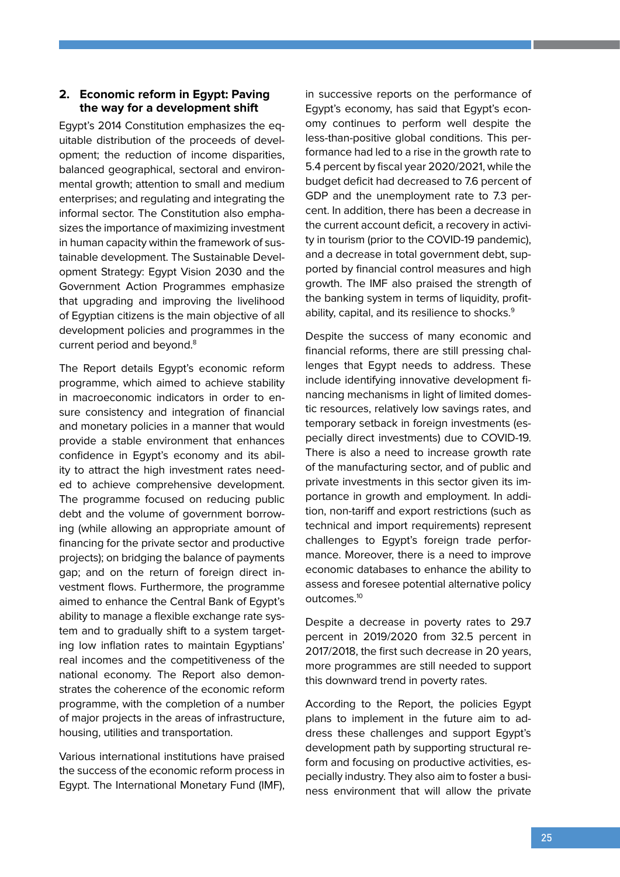## 2. Economic reform in Egypt: Paving the way for a development shift

Egypt's 2014 Constitution emphasizes the equitable distribution of the proceeds of development; the reduction of income disparities, balanced geographical, sectoral and environmental growth; attention to small and medium enterprises; and regulating and integrating the informal sector. The Constitution also emphasizes the importance of maximizing investment in human capacity within the framework of sustainable development. The Sustainable Development Strategy: Egypt Vision 2030 and the Government Action Programmes emphasize that upgrading and improving the livelihood of Egyptian citizens is the main objective of all development policies and programmes in the current period and beyond.[8]

The Report details Egypt's economic reform programme, which aimed to achieve stability in macroeconomic indicators in order to ensure consistency and integration of financial and monetary policies in a manner that would provide a stable environment that enhances confidence in Egypt's economy and its ability to attract the high investment rates needed to achieve comprehensive development. The programme focused on reducing public debt and the volume of government borrowing (while allowing an appropriate amount of financing for the private sector and productive projects); on bridging the balance of payments gap; and on the return of foreign direct investment flows. Furthermore, the programme aimed to enhance the Central Bank of Egypt's ability to manage a flexible exchange rate system and to gradually shift to a system targeting low inflation rates to maintain Egyptians' real incomes and the competitiveness of the national economy. The Report also demonstrates the coherence of the economic reform programme, with the completion of a number of major projects in the areas of infrastructure, housing, utilities and transportation.

Various international institutions have praised the success of the economic reform process in Egypt. The International Monetary Fund (IMF), in successive reports on the performance of Egypt's economy, has said that Egypt's economy continues to perform well despite the less-than-positive global conditions. This performance had led to a rise in the growth rate to 5.4 percent by fiscal year 2020/2021, while the budget deficit had decreased to 7.6 percent of GDP and the unemployment rate to 7.3 percent. In addition, there has been a decrease in the current account deficit, a recovery in activity in tourism (prior to the COVID-19 pandemic), and a decrease in total government debt, supported by financial control measures and high growth. The IMF also praised the strength of the banking system in terms of liquidity, profitability, capital, and its resilience to shocks.[9]

Despite the success of many economic and financial reforms, there are still pressing challenges that Egypt needs to address. These include identifying innovative development financing mechanisms in light of limited domestic resources, relatively low savings rates, and temporary setback in foreign investments (especially direct investments) due to COVID-19. There is also a need to increase growth rate of the manufacturing sector, and of public and private investments in this sector given its importance in growth and employment. In addition, non-tariff and export restrictions (such as technical and import requirements) represent challenges to Egypt's foreign trade performance. Moreover, there is a need to improve economic databases to enhance the ability to assess and foresee potential alternative policy outcomes.[10]

Despite a decrease in poverty rates to 29.7 percent in 2019/2020 from 32.5 percent in 2017/2018, the first such decrease in 20 years, more programmes are still needed to support this downward trend in poverty rates.

According to the Report, the policies Egypt plans to implement in the future aim to address these challenges and support Egypt's development path by supporting structural reform and focusing on productive activities, especially industry. They also aim to foster a business environment that will allow the private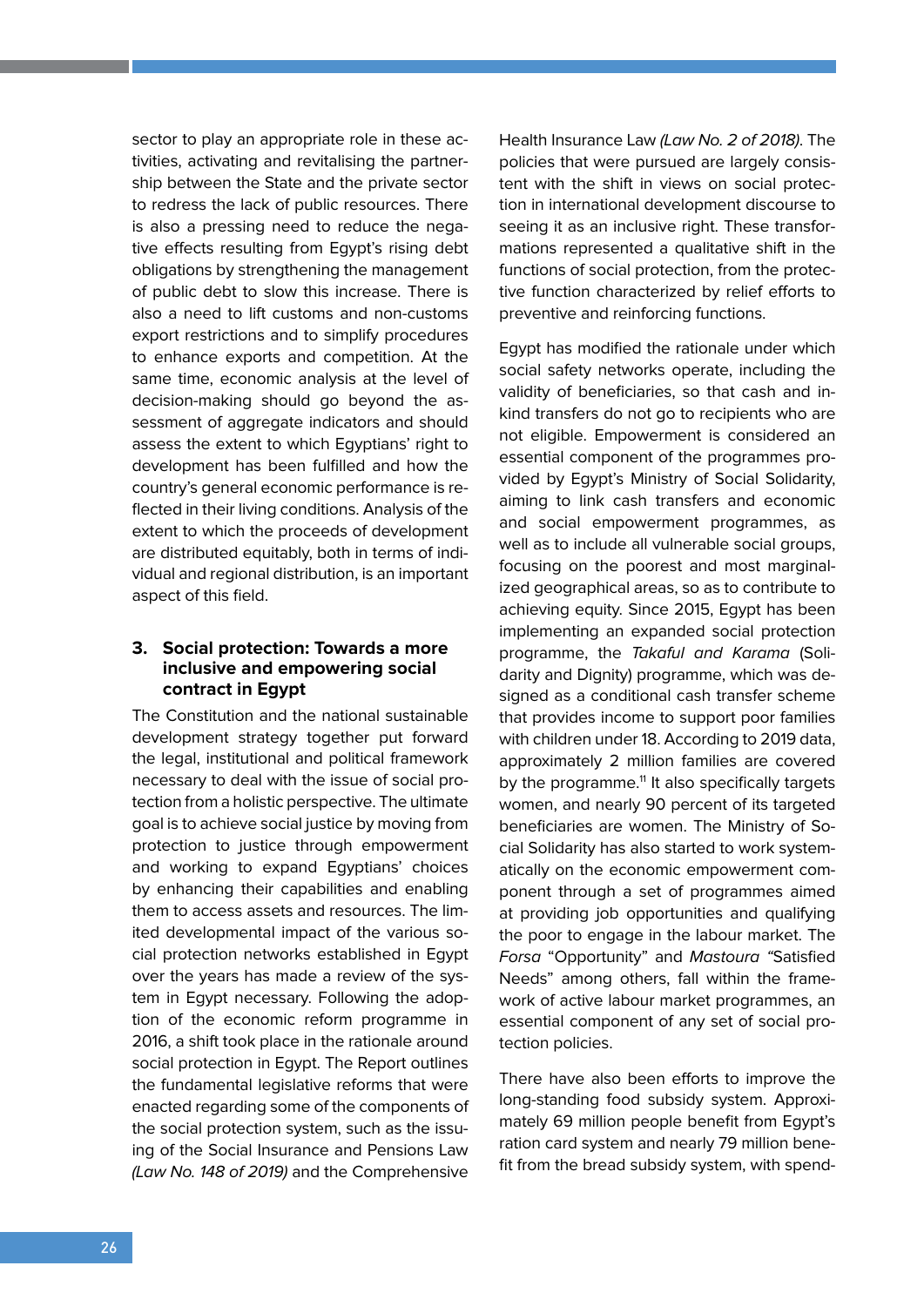sector to play an appropriate role in these activities, activating and revitalising the partnership between the State and the private sector to redress the lack of public resources. There is also a pressing need to reduce the negative effects resulting from Egypt's rising debt obligations by strengthening the management of public debt to slow this increase. There is also a need to lift customs and non-customs export restrictions and to simplify procedures to enhance exports and competition. At the same time, economic analysis at the level of decision-making should go beyond the assessment of aggregate indicators and should assess the extent to which Egyptians' right to development has been fulfilled and how the country's general economic performance is reflected in their living conditions. Analysis of the extent to which the proceeds of development are distributed equitably, both in terms of individual and regional distribution, is an important aspect of this field.

### 3. Social protection: Towards a more inclusive and empowering social contract in Egypt

The Constitution and the national sustainable development strategy together put forward the legal, institutional and political framework necessary to deal with the issue of social protection from a holistic perspective. The ultimate goal is to achieve social justice by moving from protection to justice through empowerment and working to expand Egyptians' choices by enhancing their capabilities and enabling them to access assets and resources. The limited developmental impact of the various social protection networks established in Egypt over the years has made a review of the system in Egypt necessary. Following the adoption of the economic reform programme in 2016, a shift took place in the rationale around social protection in Egypt. The Report outlines the fundamental legislative reforms that were enacted regarding some of the components of the social protection system, such as the issuing of the Social Insurance and Pensions Law *(Law No. 148 of 2019)* and the Comprehensive Health Insurance Law *(Law No. 2 of 2018)*. The policies that were pursued are largely consistent with the shift in views on social protection in international development discourse to seeing it as an inclusive right. These transformations represented a qualitative shift in the functions of social protection, from the protective function characterized by relief efforts to preventive and reinforcing functions.

Egypt has modified the rationale under which social safety networks operate, including the validity of beneficiaries, so that cash and in-kind transfers do not go to recipients who are not eligible. Empowerment is considered an essential component of the programmes provided by Egypt's Ministry of Social Solidarity, aiming to link cash transfers and economic and social empowerment programmes, as well as to include all vulnerable social groups, focusing on the poorest and most marginalized geographical areas, so as to contribute to achieving equity. Since 2015, Egypt has been implementing an expanded social protection programme, the *Takaful and Karama* (Solidarity and Dignity) programme, which was designed as a conditional cash transfer scheme that provides income to support poor families with children under 18. According to 2019 data, approximately 2 million families are covered by the programme.[11] It also specifically targets women, and nearly 90 percent of its targeted beneficiaries are women. The Ministry of Social Solidarity has also started to work systematically on the economic empowerment component through a set of programmes aimed at providing job opportunities and qualifying the poor to engage in the labour market. The *Forsa* "Opportunity" and *Mastoura* "Satisfied Needs" among others, fall within the framework of active labour market programmes, an essential component of any set of social protection policies.

There have also been efforts to improve the long-standing food subsidy system. Approximately 69 million people benefit from Egypt's ration card system and nearly 79 million benefit from the bread subsidy system, with spend-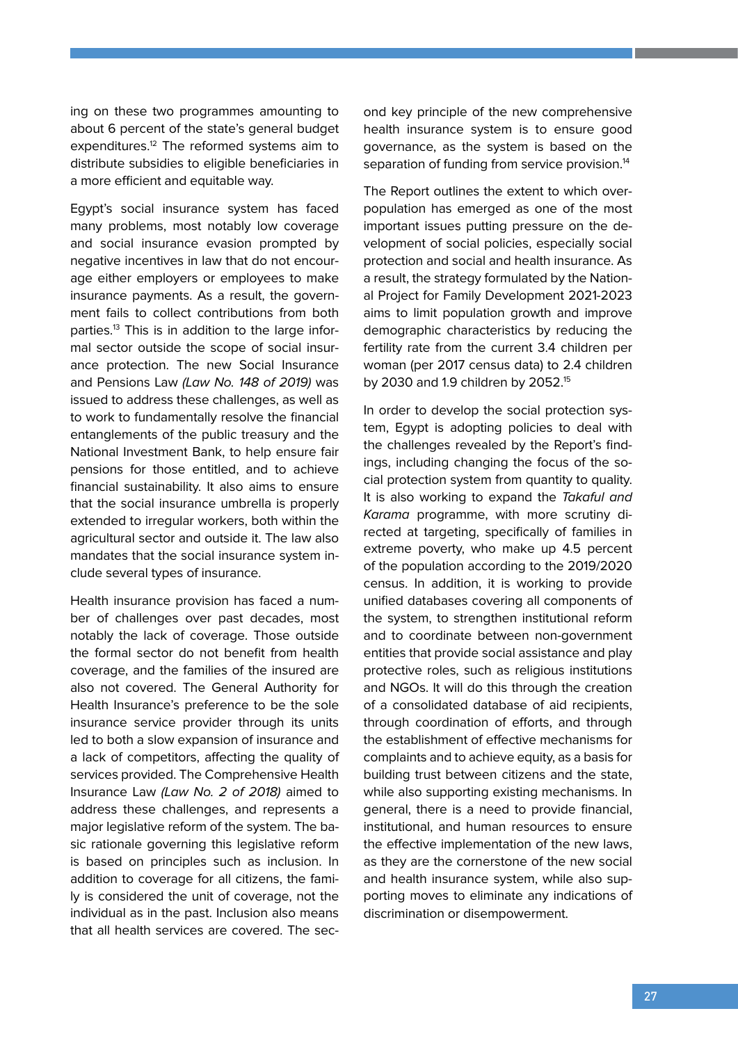ing on these two programmes amounting to about 6 percent of the state's general budget expenditures.[12] The reformed systems aim to distribute subsidies to eligible beneficiaries in a more efficient and equitable way.

Egypt's social insurance system has faced many problems, most notably low coverage and social insurance evasion prompted by negative incentives in law that do not encourage either employers or employees to make insurance payments. As a result, the government fails to collect contributions from both parties.[13] This is in addition to the large informal sector outside the scope of social insurance protection. The new Social Insurance and Pensions Law *(Law No. 148 of 2019)* was issued to address these challenges, as well as to work to fundamentally resolve the financial entanglements of the public treasury and the National Investment Bank, to help ensure fair pensions for those entitled, and to achieve financial sustainability. It also aims to ensure that the social insurance umbrella is properly extended to irregular workers, both within the agricultural sector and outside it. The law also mandates that the social insurance system include several types of insurance.

Health insurance provision has faced a number of challenges over past decades, most notably the lack of coverage. Those outside the formal sector do not benefit from health coverage, and the families of the insured are also not covered. The General Authority for Health Insurance's preference to be the sole insurance service provider through its units led to both a slow expansion of insurance and a lack of competitors, affecting the quality of services provided. The Comprehensive Health Insurance Law *(Law No. 2 of 2018)* aimed to address these challenges, and represents a major legislative reform of the system. The basic rationale governing this legislative reform is based on principles such as inclusion. In addition to coverage for all citizens, the family is considered the unit of coverage, not the individual as in the past. Inclusion also means that all health services are covered. The second key principle of the new comprehensive health insurance system is to ensure good governance, as the system is based on the separation of funding from service provision.[14]

The Report outlines the extent to which overpopulation has emerged as one of the most important issues putting pressure on the development of social policies, especially social protection and social and health insurance. As a result, the strategy formulated by the National Project for Family Development 2021-2023 aims to limit population growth and improve demographic characteristics by reducing the fertility rate from the current 3.4 children per woman (per 2017 census data) to 2.4 children by 2030 and 1.9 children by 2052.[15]

In order to develop the social protection system, Egypt is adopting policies to deal with the challenges revealed by the Report's findings, including changing the focus of the social protection system from quantity to quality. It is also working to expand the *Takaful and Karama* programme, with more scrutiny directed at targeting, specifically of families in extreme poverty, who make up 4.5 percent of the population according to the 2019/2020 census. In addition, it is working to provide unified databases covering all components of the system, to strengthen institutional reform and to coordinate between non-government entities that provide social assistance and play protective roles, such as religious institutions and NGOs. It will do this through the creation of a consolidated database of aid recipients, through coordination of efforts, and through the establishment of effective mechanisms for complaints and to achieve equity, as a basis for building trust between citizens and the state, while also supporting existing mechanisms. In general, there is a need to provide financial, institutional, and human resources to ensure the effective implementation of the new laws, as they are the cornerstone of the new social and health insurance system, while also supporting moves to eliminate any indications of discrimination or disempowerment.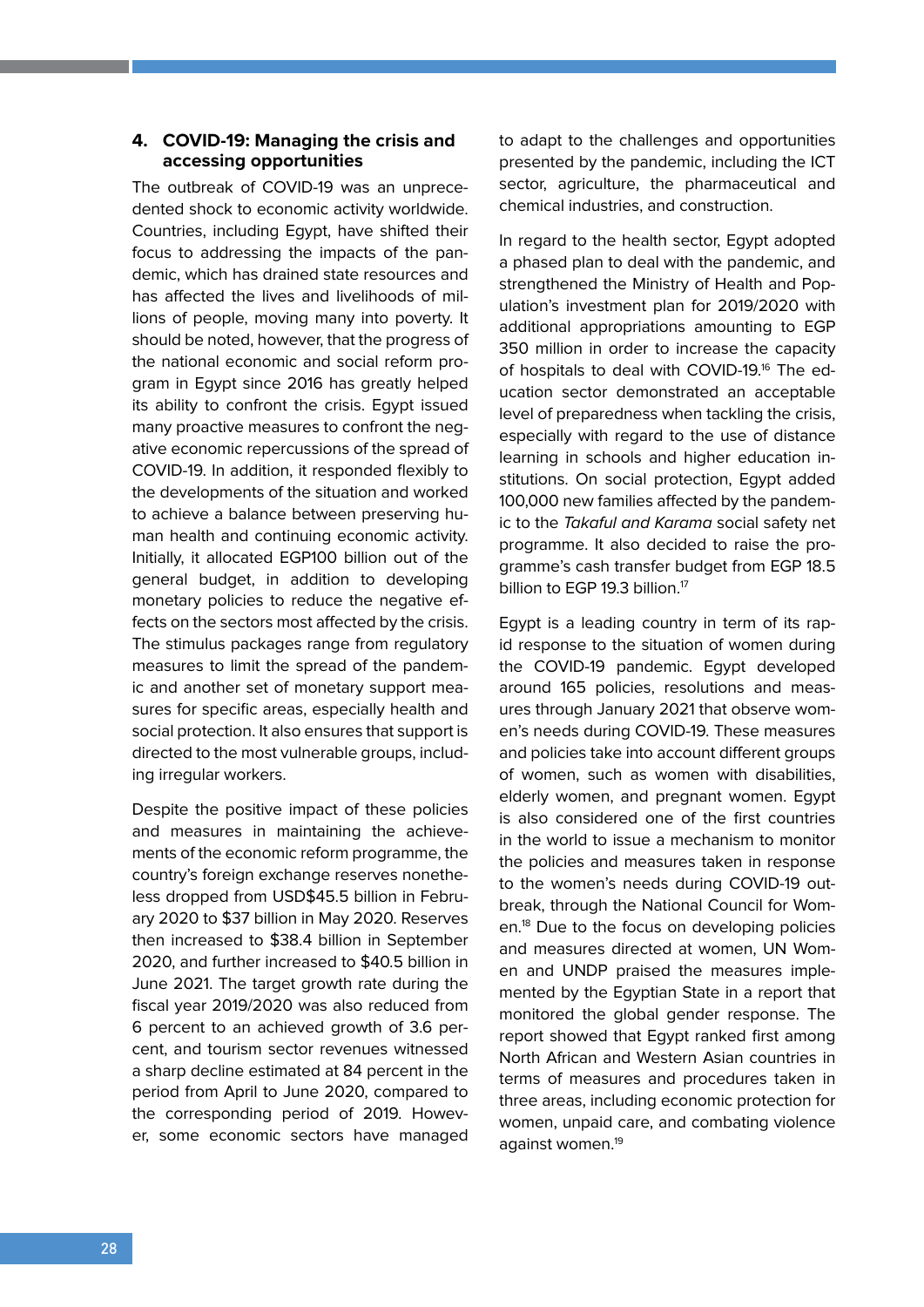## 4. COVID-19: Managing the crisis and accessing opportunities

The outbreak of COVID-19 was an unprecedented shock to economic activity worldwide. Countries, including Egypt, have shifted their focus to addressing the impacts of the pandemic, which has drained state resources and has affected the lives and livelihoods of millions of people, moving many into poverty. It should be noted, however, that the progress of the national economic and social reform program in Egypt since 2016 has greatly helped its ability to confront the crisis. Egypt issued many proactive measures to confront the negative economic repercussions of the spread of COVID-19. In addition, it responded flexibly to the developments of the situation and worked to achieve a balance between preserving human health and continuing economic activity. Initially, it allocated EGP100 billion out of the general budget, in addition to developing monetary policies to reduce the negative effects on the sectors most affected by the crisis. The stimulus packages range from regulatory measures to limit the spread of the pandemic and another set of monetary support measures for specific areas, especially health and social protection. It also ensures that support is directed to the most vulnerable groups, including irregular workers.

Despite the positive impact of these policies and measures in maintaining the achievements of the economic reform programme, the country's foreign exchange reserves nonetheless dropped from USD$45.5 billion in February 2020 to $37 billion in May 2020. Reserves then increased to $38.4 billion in September 2020, and further increased to $40.5 billion in June 2021. The target growth rate during the fiscal year 2019/2020 was also reduced from 6 percent to an achieved growth of 3.6 percent, and tourism sector revenues witnessed a sharp decline estimated at 84 percent in the period from April to June 2020, compared to the corresponding period of 2019. However, some economic sectors have managed to adapt to the challenges and opportunities presented by the pandemic, including the ICT sector, agriculture, the pharmaceutical and chemical industries, and construction.

In regard to the health sector, Egypt adopted a phased plan to deal with the pandemic, and strengthened the Ministry of Health and Population's investment plan for 2019/2020 with additional appropriations amounting to EGP 350 million in order to increase the capacity of hospitals to deal with COVID-19.[16] The education sector demonstrated an acceptable level of preparedness when tackling the crisis, especially with regard to the use of distance learning in schools and higher education institutions. On social protection, Egypt added 100,000 new families affected by the pandemic to the *Takaful and Karama* social safety net programme. It also decided to raise the programme's cash transfer budget from EGP 18.5 billion to EGP 19.3 billion.[17]

Egypt is a leading country in term of its rapid response to the situation of women during the COVID-19 pandemic. Egypt developed around 165 policies, resolutions and measures through January 2021 that observe women's needs during COVID-19. These measures and policies take into account different groups of women, such as women with disabilities, elderly women, and pregnant women. Egypt is also considered one of the first countries in the world to issue a mechanism to monitor the policies and measures taken in response to the women's needs during COVID-19 outbreak, through the National Council for Women.[18] Due to the focus on developing policies and measures directed at women, UN Women and UNDP praised the measures implemented by the Egyptian State in a report that monitored the global gender response. The report showed that Egypt ranked first among North African and Western Asian countries in terms of measures and procedures taken in three areas, including economic protection for women, unpaid care, and combating violence against women.[19]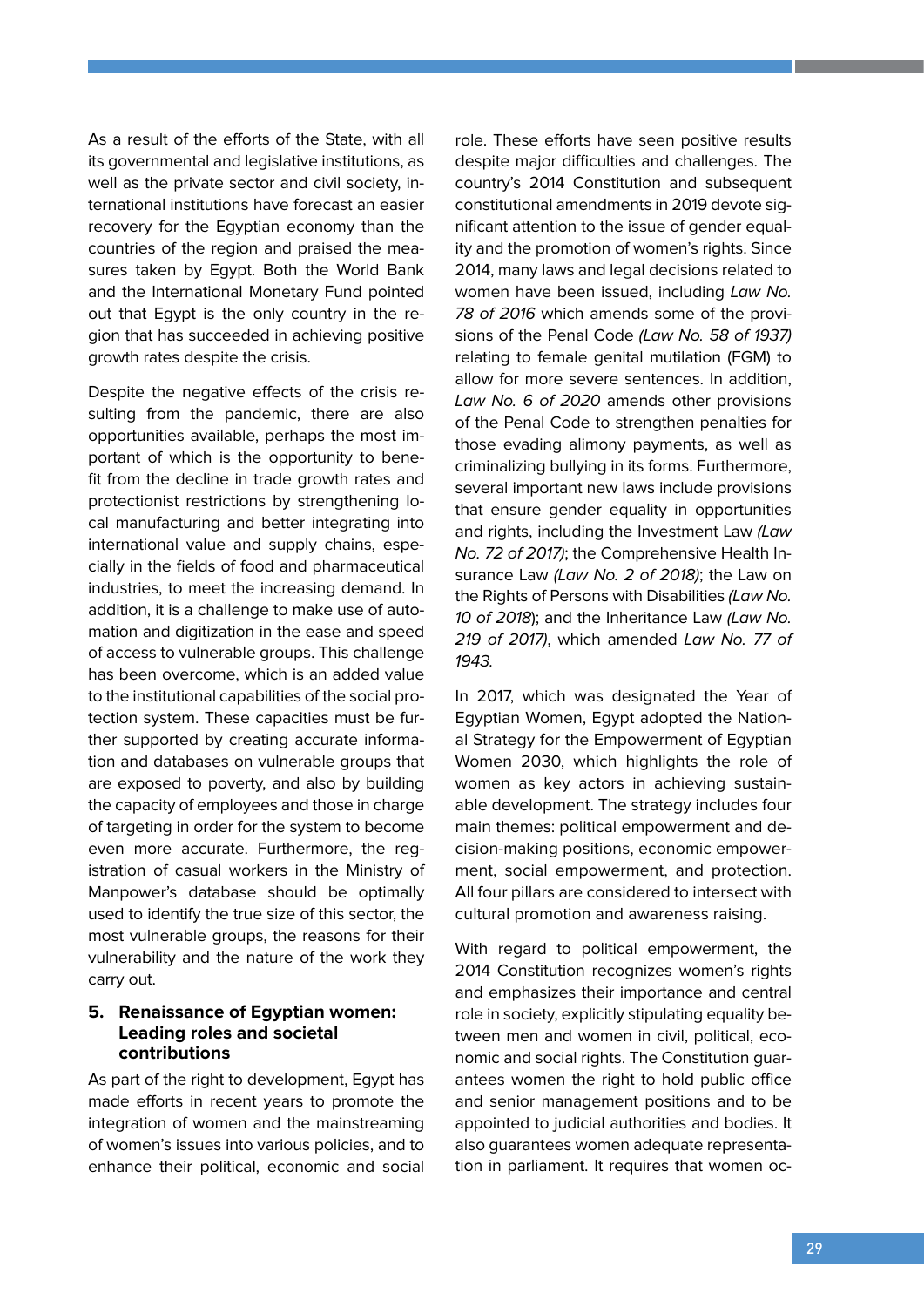As a result of the efforts of the State, with all its governmental and legislative institutions, as well as the private sector and civil society, international institutions have forecast an easier recovery for the Egyptian economy than the countries of the region and praised the measures taken by Egypt. Both the World Bank and the International Monetary Fund pointed out that Egypt is the only country in the region that has succeeded in achieving positive growth rates despite the crisis.

Despite the negative effects of the crisis resulting from the pandemic, there are also opportunities available, perhaps the most important of which is the opportunity to benefit from the decline in trade growth rates and protectionist restrictions by strengthening local manufacturing and better integrating into international value and supply chains, especially in the fields of food and pharmaceutical industries, to meet the increasing demand. In addition, it is a challenge to make use of automation and digitization in the ease and speed of access to vulnerable groups. This challenge has been overcome, which is an added value to the institutional capabilities of the social protection system. These capacities must be further supported by creating accurate information and databases on vulnerable groups that are exposed to poverty, and also by building the capacity of employees and those in charge of targeting in order for the system to become even more accurate. Furthermore, the registration of casual workers in the Ministry of Manpower's database should be optimally used to identify the true size of this sector, the most vulnerable groups, the reasons for their vulnerability and the nature of the work they carry out.

## 5. Renaissance of Egyptian women: Leading roles and societal contributions

As part of the right to development, Egypt has made efforts in recent years to promote the integration of women and the mainstreaming of women's issues into various policies, and to enhance their political, economic and social role. These efforts have seen positive results despite major difficulties and challenges. The country's 2014 Constitution and subsequent constitutional amendments in 2019 devote significant attention to the issue of gender equality and the promotion of women's rights. Since 2014, many laws and legal decisions related to women have been issued, including *Law No. 78 of 2016* which amends some of the provisions of the Penal Code *(Law No. 58 of 1937)* relating to female genital mutilation (FGM) to allow for more severe sentences. In addition, *Law No. 6 of 2020* amends other provisions of the Penal Code to strengthen penalties for those evading alimony payments, as well as criminalizing bullying in its forms. Furthermore, several important new laws include provisions that ensure gender equality in opportunities and rights, including the Investment Law *(Law No. 72 of 2017)*; the Comprehensive Health Insurance Law *(Law No. 2 of 2018)*; the Law on the Rights of Persons with Disabilities *(Law No. 10 of 2018)*; and the Inheritance Law *(Law No. 219 of 2017)*, which amended *Law No. 77 of 1943*.

In 2017, which was designated the Year of Egyptian Women, Egypt adopted the National Strategy for the Empowerment of Egyptian Women 2030, which highlights the role of women as key actors in achieving sustainable development. The strategy includes four main themes: political empowerment and decision-making positions, economic empowerment, social empowerment, and protection. All four pillars are considered to intersect with cultural promotion and awareness raising.

With regard to political empowerment, the 2014 Constitution recognizes women's rights and emphasizes their importance and central role in society, explicitly stipulating equality between men and women in civil, political, economic and social rights. The Constitution guarantees women the right to hold public office and senior management positions and to be appointed to judicial authorities and bodies. It also guarantees women adequate representation in parliament. It requires that women oc-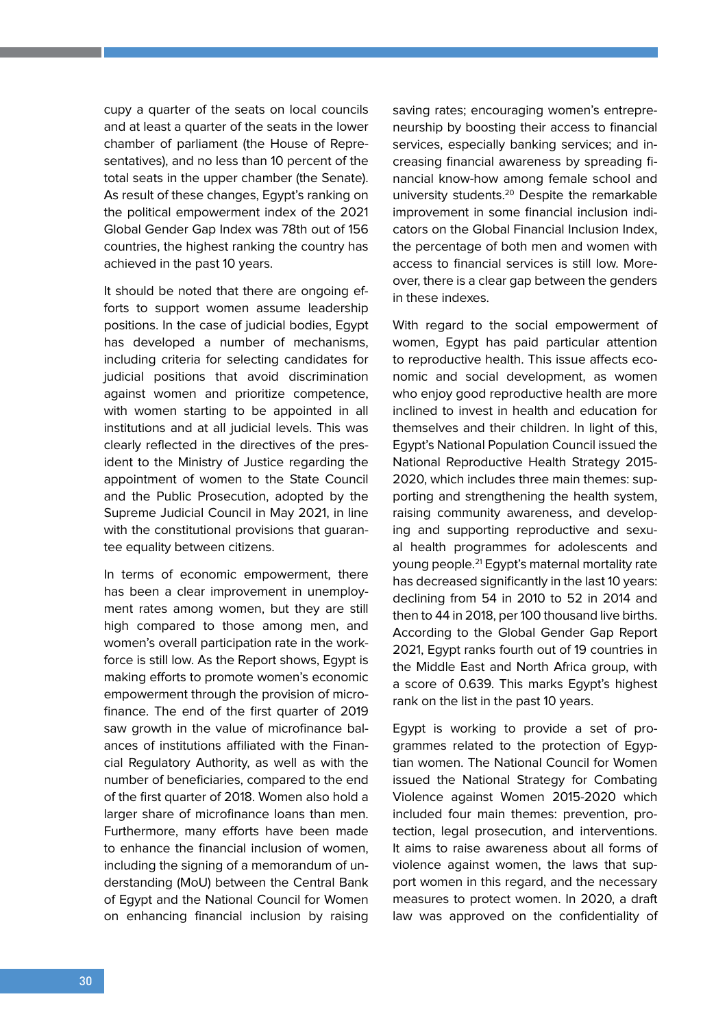cupy a quarter of the seats on local councils and at least a quarter of the seats in the lower chamber of parliament (the House of Representatives), and no less than 10 percent of the total seats in the upper chamber (the Senate). As result of these changes, Egypt's ranking on the political empowerment index of the 2021 Global Gender Gap Index was 78th out of 156 countries, the highest ranking the country has achieved in the past 10 years.

It should be noted that there are ongoing efforts to support women assume leadership positions. In the case of judicial bodies, Egypt has developed a number of mechanisms, including criteria for selecting candidates for judicial positions that avoid discrimination against women and prioritize competence, with women starting to be appointed in all institutions and at all judicial levels. This was clearly reflected in the directives of the president to the Ministry of Justice regarding the appointment of women to the State Council and the Public Prosecution, adopted by the Supreme Judicial Council in May 2021, in line with the constitutional provisions that guarantee equality between citizens.

In terms of economic empowerment, there has been a clear improvement in unemployment rates among women, but they are still high compared to those among men, and women's overall participation rate in the workforce is still low. As the Report shows, Egypt is making efforts to promote women's economic empowerment through the provision of microfinance. The end of the first quarter of 2019 saw growth in the value of microfinance balances of institutions affiliated with the Financial Regulatory Authority, as well as with the number of beneficiaries, compared to the end of the first quarter of 2018. Women also hold a larger share of microfinance loans than men. Furthermore, many efforts have been made to enhance the financial inclusion of women, including the signing of a memorandum of understanding (MoU) between the Central Bank of Egypt and the National Council for Women on enhancing financial inclusion by raising saving rates; encouraging women's entrepreneurship by boosting their access to financial services, especially banking services; and increasing financial awareness by spreading financial know-how among female school and university students.[20] Despite the remarkable improvement in some financial inclusion indicators on the Global Financial Inclusion Index, the percentage of both men and women with access to financial services is still low. Moreover, there is a clear gap between the genders in these indexes.

With regard to the social empowerment of women, Egypt has paid particular attention to reproductive health. This issue affects economic and social development, as women who enjoy good reproductive health are more inclined to invest in health and education for themselves and their children. In light of this, Egypt's National Population Council issued the National Reproductive Health Strategy 2015-2020, which includes three main themes: supporting and strengthening the health system, raising community awareness, and developing and supporting reproductive and sexual health programmes for adolescents and young people.[21] Egypt's maternal mortality rate has decreased significantly in the last 10 years: declining from 54 in 2010 to 52 in 2014 and then to 44 in 2018, per 100 thousand live births. According to the Global Gender Gap Report 2021, Egypt ranks fourth out of 19 countries in the Middle East and North Africa group, with a score of 0.639. This marks Egypt's highest rank on the list in the past 10 years.

Egypt is working to provide a set of programmes related to the protection of Egyptian women. The National Council for Women issued the National Strategy for Combating Violence against Women 2015-2020 which included four main themes: prevention, protection, legal prosecution, and interventions. It aims to raise awareness about all forms of violence against women, the laws that support women in this regard, and the necessary measures to protect women. In 2020, a draft law was approved on the confidentiality of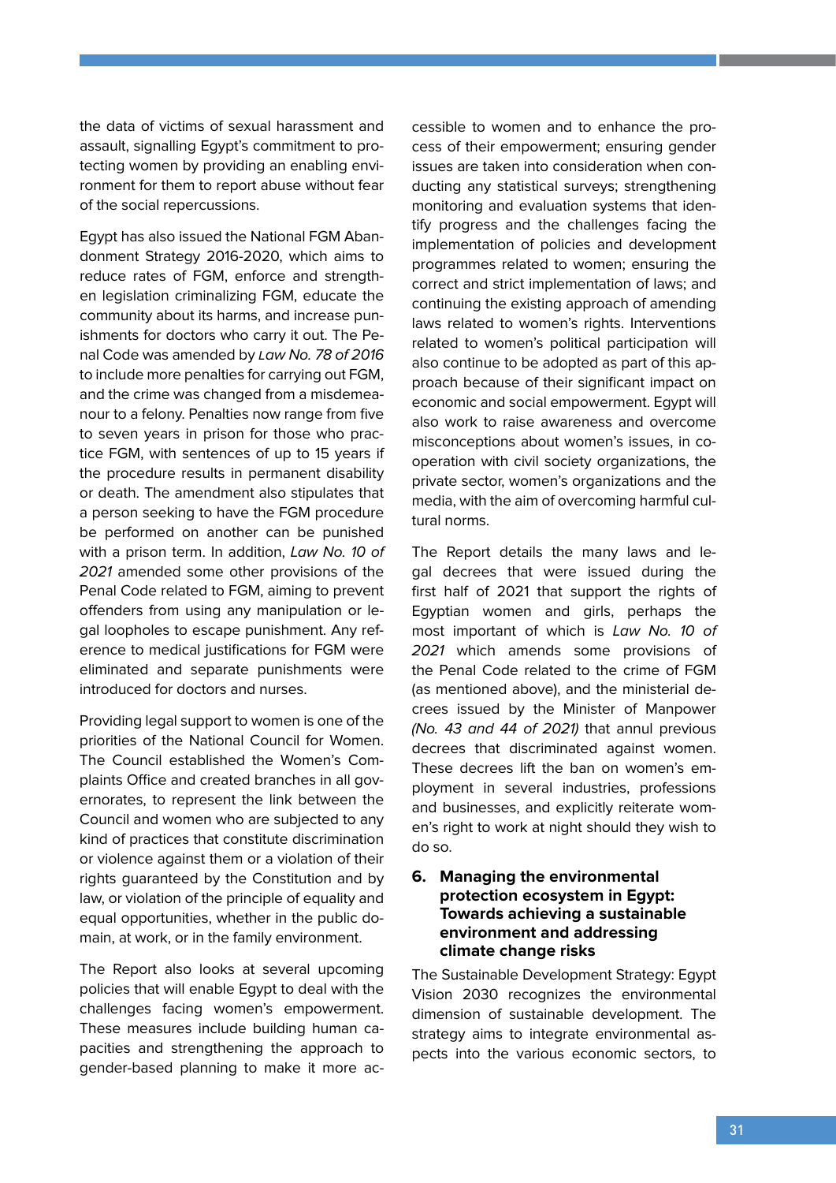the data of victims of sexual harassment and assault, signalling Egypt's commitment to protecting women by providing an enabling environment for them to report abuse without fear of the social repercussions.

Egypt has also issued the National FGM Abandonment Strategy 2016-2020, which aims to reduce rates of FGM, enforce and strengthen legislation criminalizing FGM, educate the community about its harms, and increase punishments for doctors who carry it out. The Penal Code was amended by *Law No. 78 of 2016* to include more penalties for carrying out FGM, and the crime was changed from a misdemeanour to a felony. Penalties now range from five to seven years in prison for those who practice FGM, with sentences of up to 15 years if the procedure results in permanent disability or death. The amendment also stipulates that a person seeking to have the FGM procedure be performed on another can be punished with a prison term. In addition, *Law No. 10 of 2021* amended some other provisions of the Penal Code related to FGM, aiming to prevent offenders from using any manipulation or legal loopholes to escape punishment. Any reference to medical justifications for FGM were eliminated and separate punishments were introduced for doctors and nurses.

Providing legal support to women is one of the priorities of the National Council for Women. The Council established the Women's Complaints Office and created branches in all governorates, to represent the link between the Council and women who are subjected to any kind of practices that constitute discrimination or violence against them or a violation of their rights guaranteed by the Constitution and by law, or violation of the principle of equality and equal opportunities, whether in the public domain, at work, or in the family environment.

The Report also looks at several upcoming policies that will enable Egypt to deal with the challenges facing women's empowerment. These measures include building human capacities and strengthening the approach to gender-based planning to make it more accessible to women and to enhance the process of their empowerment; ensuring gender issues are taken into consideration when conducting any statistical surveys; strengthening monitoring and evaluation systems that identify progress and the challenges facing the implementation of policies and development programmes related to women; ensuring the correct and strict implementation of laws; and continuing the existing approach of amending laws related to women's rights. Interventions related to women's political participation will also continue to be adopted as part of this approach because of their significant impact on economic and social empowerment. Egypt will also work to raise awareness and overcome misconceptions about women's issues, in cooperation with civil society organizations, the private sector, women's organizations and the media, with the aim of overcoming harmful cultural norms.

The Report details the many laws and legal decrees that were issued during the first half of 2021 that support the rights of Egyptian women and girls, perhaps the most important of which is *Law No. 10 of 2021* which amends some provisions of the Penal Code related to the crime of FGM (as mentioned above), and the ministerial decrees issued by the Minister of Manpower *(No. 43 and 44 of 2021)* that annul previous decrees that discriminated against women. These decrees lift the ban on women's employment in several industries, professions and businesses, and explicitly reiterate women's right to work at night should they wish to do so.

## 6. Managing the environmental protection ecosystem in Egypt: Towards achieving a sustainable environment and addressing climate change risks

The Sustainable Development Strategy: Egypt Vision 2030 recognizes the environmental dimension of sustainable development. The strategy aims to integrate environmental aspects into the various economic sectors, to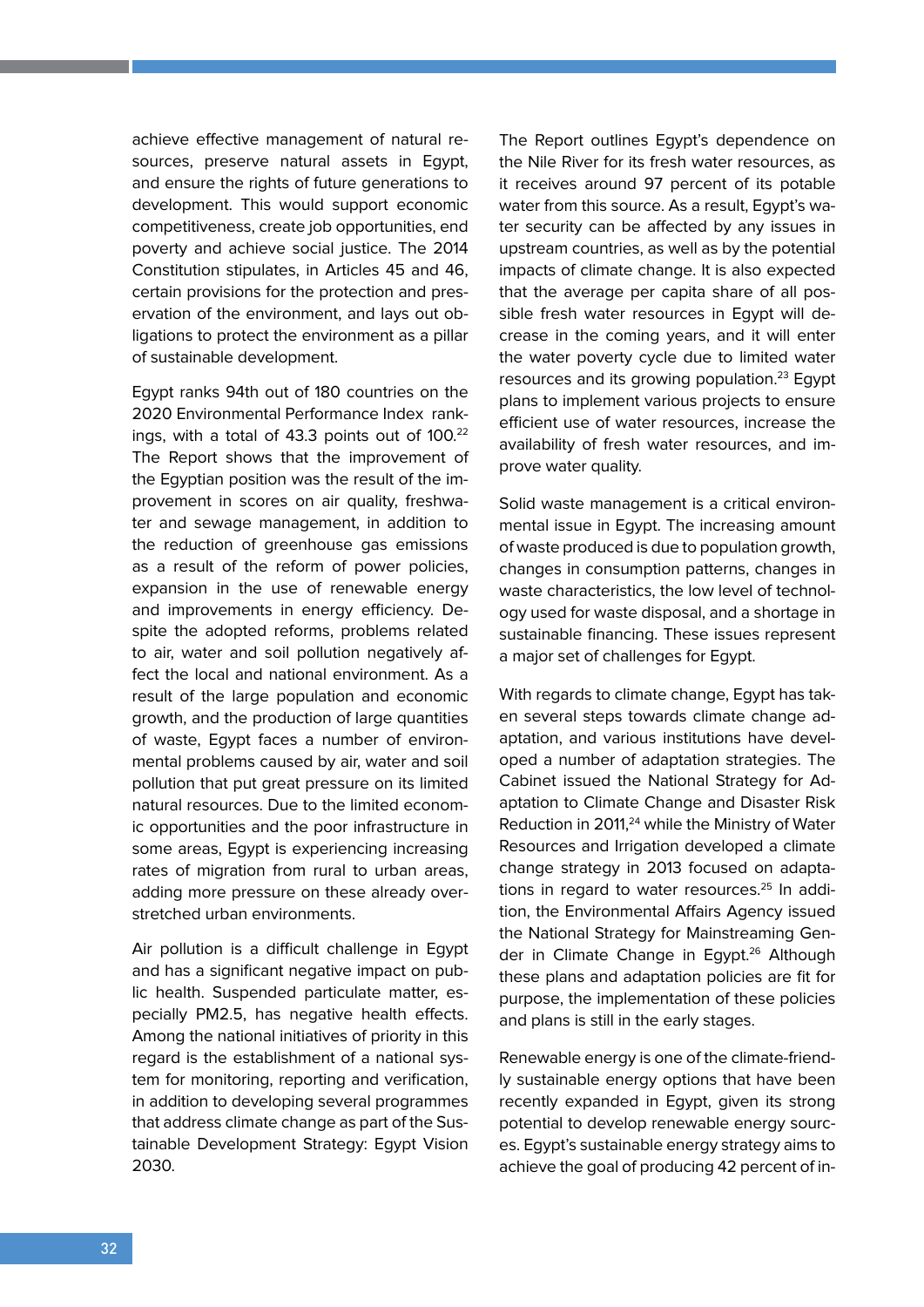achieve effective management of natural resources, preserve natural assets in Egypt, and ensure the rights of future generations to development. This would support economic competitiveness, create job opportunities, end poverty and achieve social justice. The 2014 Constitution stipulates, in Articles 45 and 46, certain provisions for the protection and preservation of the environment, and lays out obligations to protect the environment as a pillar of sustainable development.

Egypt ranks 94th out of 180 countries on the 2020 Environmental Performance Index rankings, with a total of 43.3 points out of 100.[22] The Report shows that the improvement of the Egyptian position was the result of the improvement in scores on air quality, freshwater and sewage management, in addition to the reduction of greenhouse gas emissions as a result of the reform of power policies, expansion in the use of renewable energy and improvements in energy efficiency. Despite the adopted reforms, problems related to air, water and soil pollution negatively affect the local and national environment. As a result of the large population and economic growth, and the production of large quantities of waste, Egypt faces a number of environmental problems caused by air, water and soil pollution that put great pressure on its limited natural resources. Due to the limited economic opportunities and the poor infrastructure in some areas, Egypt is experiencing increasing rates of migration from rural to urban areas, adding more pressure on these already overstretched urban environments.

Air pollution is a difficult challenge in Egypt and has a significant negative impact on public health. Suspended particulate matter, especially PM2.5, has negative health effects. Among the national initiatives of priority in this regard is the establishment of a national system for monitoring, reporting and verification, in addition to developing several programmes that address climate change as part of the Sustainable Development Strategy: Egypt Vision 2030.

The Report outlines Egypt's dependence on the Nile River for its fresh water resources, as it receives around 97 percent of its potable water from this source. As a result, Egypt's water security can be affected by any issues in upstream countries, as well as by the potential impacts of climate change. It is also expected that the average per capita share of all possible fresh water resources in Egypt will decrease in the coming years, and it will enter the water poverty cycle due to limited water resources and its growing population.[23] Egypt plans to implement various projects to ensure efficient use of water resources, increase the availability of fresh water resources, and improve water quality.

Solid waste management is a critical environmental issue in Egypt. The increasing amount of waste produced is due to population growth, changes in consumption patterns, changes in waste characteristics, the low level of technology used for waste disposal, and a shortage in sustainable financing. These issues represent a major set of challenges for Egypt.

With regards to climate change, Egypt has taken several steps towards climate change adaptation, and various institutions have developed a number of adaptation strategies. The Cabinet issued the National Strategy for Adaptation to Climate Change and Disaster Risk Reduction in 2011,[24] while the Ministry of Water Resources and Irrigation developed a climate change strategy in 2013 focused on adaptations in regard to water resources.[25] In addition, the Environmental Affairs Agency issued the National Strategy for Mainstreaming Gender in Climate Change in Egypt.[26] Although these plans and adaptation policies are fit for purpose, the implementation of these policies and plans is still in the early stages.

Renewable energy is one of the climate-friendly sustainable energy options that have been recently expanded in Egypt, given its strong potential to develop renewable energy sources. Egypt's sustainable energy strategy aims to achieve the goal of producing 42 percent of in-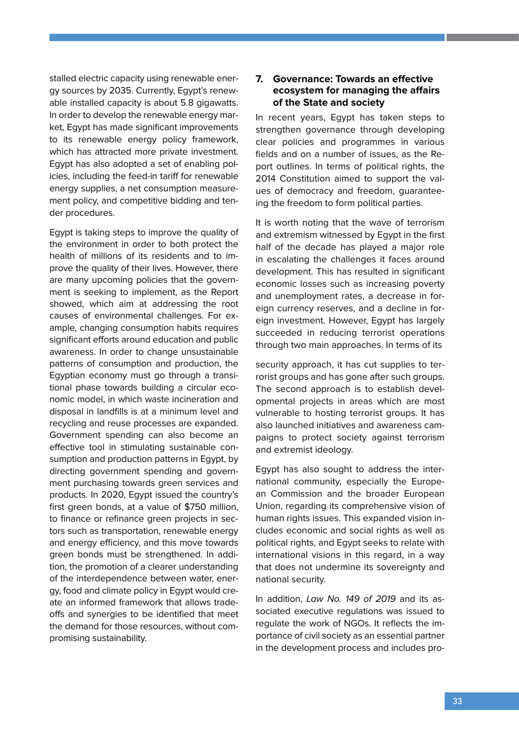stalled electric capacity using renewable energy sources by 2035. Currently, Egypt's renewable installed capacity is about 5.8 gigawatts. In order to develop the renewable energy market, Egypt has made significant improvements to its renewable energy policy framework, which has attracted more private investment. Egypt has also adopted a set of enabling policies, including the feed-in tariff for renewable energy supplies, a net consumption measurement policy, and competitive bidding and tender procedures.

Egypt is taking steps to improve the quality of the environment in order to both protect the health of millions of its residents and to improve the quality of their lives. However, there are many upcoming policies that the government is seeking to implement, as the Report showed, which aim at addressing the root causes of environmental challenges. For example, changing consumption habits requires significant efforts around education and public awareness. In order to change unsustainable patterns of consumption and production, the Egyptian economy must go through a transitional phase towards building a circular economic model, in which waste incineration and disposal in landfills is at a minimum level and recycling and reuse processes are expanded. Government spending can also become an effective tool in stimulating sustainable consumption and production patterns in Egypt, by directing government spending and government purchasing towards green services and products. In 2020, Egypt issued the country's first green bonds, at a value of $750 million, to finance or refinance green projects in sectors such as transportation, renewable energy and energy efficiency, and this move towards green bonds must be strengthened. In addition, the promotion of a clearer understanding of the interdependence between water, energy, food and climate policy in Egypt would create an informed framework that allows trade-offs and synergies to be identified that meet the demand for those resources, without compromising sustainability.

## 7. Governance: Towards an effective ecosystem for managing the affairs of the State and society

In recent years, Egypt has taken steps to strengthen governance through developing clear policies and programmes in various fields and on a number of issues, as the Report outlines. In terms of political rights, the 2014 Constitution aimed to support the values of democracy and freedom, guaranteeing the freedom to form political parties.

It is worth noting that the wave of terrorism and extremism witnessed by Egypt in the first half of the decade has played a major role in escalating the challenges it faces around development. This has resulted in significant economic losses such as increasing poverty and unemployment rates, a decrease in foreign currency reserves, and a decline in foreign investment. However, Egypt has largely succeeded in reducing terrorist operations through two main approaches. In terms of its security approach, it has cut supplies to terrorist groups and has gone after such groups. The second approach is to establish developmental projects in areas which are most vulnerable to hosting terrorist groups. It has also launched initiatives and awareness campaigns to protect society against terrorism and extremist ideology.

Egypt has also sought to address the international community, especially the European Commission and the broader European Union, regarding its comprehensive vision of human rights issues. This expanded vision includes economic and social rights as well as political rights, and Egypt seeks to relate with international visions in this regard, in a way that does not undermine its sovereignty and national security.

In addition, *Law No. 149 of 2019* and its associated executive regulations was issued to regulate the work of NGOs. It reflects the importance of civil society as an essential partner in the development process and includes pro-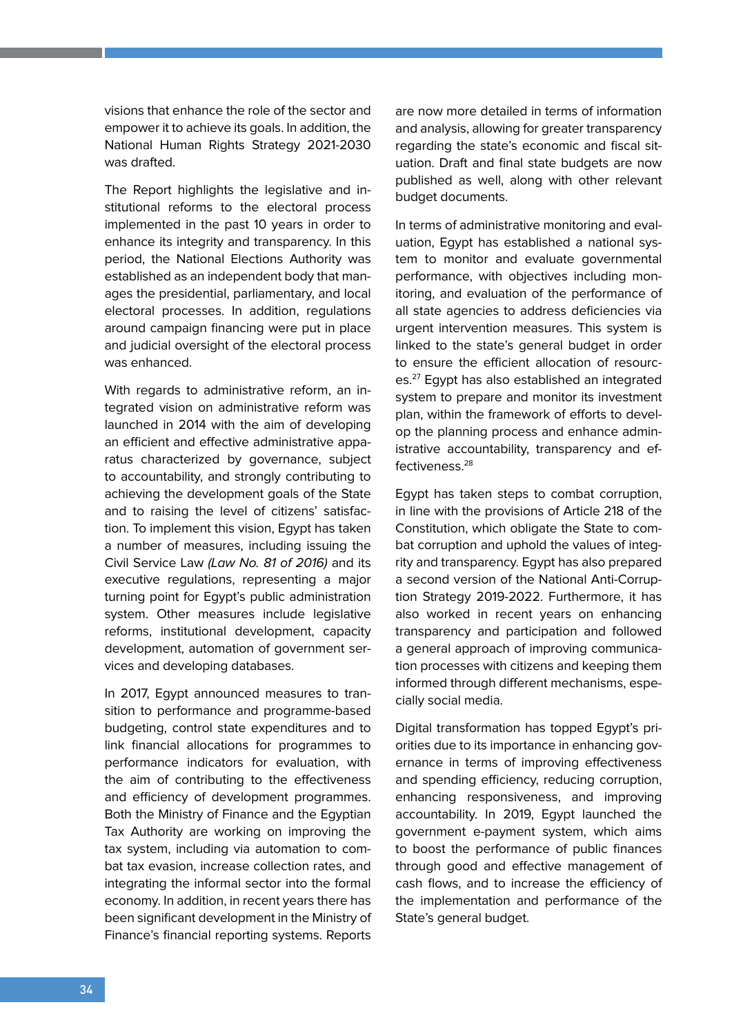visions that enhance the role of the sector and empower it to achieve its goals. In addition, the National Human Rights Strategy 2021-2030 was drafted.

The Report highlights the legislative and institutional reforms to the electoral process implemented in the past 10 years in order to enhance its integrity and transparency. In this period, the National Elections Authority was established as an independent body that manages the presidential, parliamentary, and local electoral processes. In addition, regulations around campaign financing were put in place and judicial oversight of the electoral process was enhanced.

With regards to administrative reform, an integrated vision on administrative reform was launched in 2014 with the aim of developing an efficient and effective administrative apparatus characterized by governance, subject to accountability, and strongly contributing to achieving the development goals of the State and to raising the level of citizens' satisfaction. To implement this vision, Egypt has taken a number of measures, including issuing the Civil Service Law *(Law No. 81 of 2016)* and its executive regulations, representing a major turning point for Egypt's public administration system. Other measures include legislative reforms, institutional development, capacity development, automation of government services and developing databases.

In 2017, Egypt announced measures to transition to performance and programme-based budgeting, control state expenditures and to link financial allocations for programmes to performance indicators for evaluation, with the aim of contributing to the effectiveness and efficiency of development programmes. Both the Ministry of Finance and the Egyptian Tax Authority are working on improving the tax system, including via automation to combat tax evasion, increase collection rates, and integrating the informal sector into the formal economy. In addition, in recent years there has been significant development in the Ministry of Finance's financial reporting systems. Reports are now more detailed in terms of information and analysis, allowing for greater transparency regarding the state's economic and fiscal situation. Draft and final state budgets are now published as well, along with other relevant budget documents.

In terms of administrative monitoring and evaluation, Egypt has established a national system to monitor and evaluate governmental performance, with objectives including monitoring, and evaluation of the performance of all state agencies to address deficiencies via urgent intervention measures. This system is linked to the state's general budget in order to ensure the efficient allocation of resources.[27] Egypt has also established an integrated system to prepare and monitor its investment plan, within the framework of efforts to develop the planning process and enhance administrative accountability, transparency and effectiveness.[28]

Egypt has taken steps to combat corruption, in line with the provisions of Article 218 of the Constitution, which obligate the State to combat corruption and uphold the values of integrity and transparency. Egypt has also prepared a second version of the National Anti-Corruption Strategy 2019-2022. Furthermore, it has also worked in recent years on enhancing transparency and participation and followed a general approach of improving communication processes with citizens and keeping them informed through different mechanisms, especially social media.

Digital transformation has topped Egypt's priorities due to its importance in enhancing governance in terms of improving effectiveness and spending efficiency, reducing corruption, enhancing responsiveness, and improving accountability. In 2019, Egypt launched the government e-payment system, which aims to boost the performance of public finances through good and effective management of cash flows, and to increase the efficiency of the implementation and performance of the State's general budget.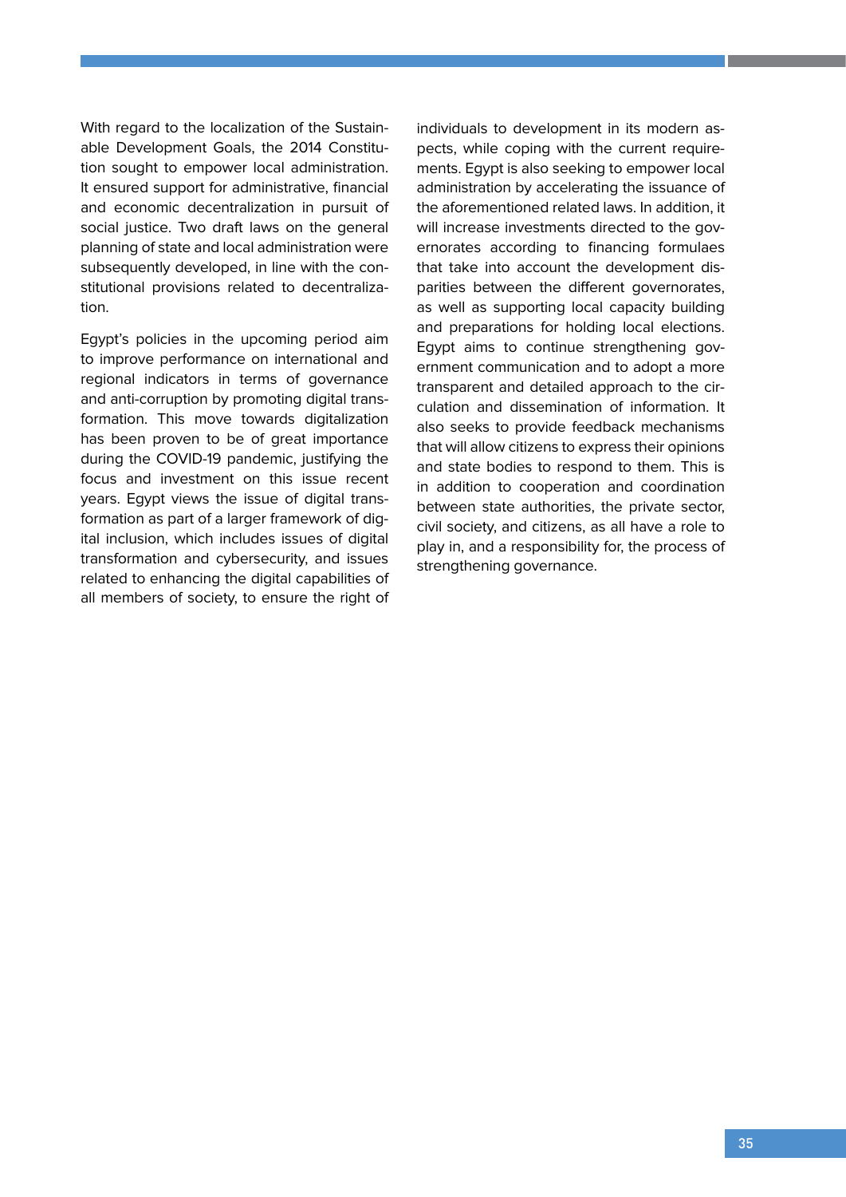With regard to the localization of the Sustainable Development Goals, the 2014 Constitution sought to empower local administration. It ensured support for administrative, financial and economic decentralization in pursuit of social justice. Two draft laws on the general planning of state and local administration were subsequently developed, in line with the constitutional provisions related to decentralization.

Egypt's policies in the upcoming period aim to improve performance on international and regional indicators in terms of governance and anti-corruption by promoting digital transformation. This move towards digitalization has been proven to be of great importance during the COVID-19 pandemic, justifying the focus and investment on this issue recent years. Egypt views the issue of digital transformation as part of a larger framework of digital inclusion, which includes issues of digital transformation and cybersecurity, and issues related to enhancing the digital capabilities of all members of society, to ensure the right of individuals to development in its modern aspects, while coping with the current requirements. Egypt is also seeking to empower local administration by accelerating the issuance of the aforementioned related laws. In addition, it will increase investments directed to the governorates according to financing formulaes that take into account the development disparities between the different governorates, as well as supporting local capacity building and preparations for holding local elections. Egypt aims to continue strengthening government communication and to adopt a more transparent and detailed approach to the circulation and dissemination of information. It also seeks to provide feedback mechanisms that will allow citizens to express their opinions and state bodies to respond to them. This is in addition to cooperation and coordination between state authorities, the private sector, civil society, and citizens, as all have a role to play in, and a responsibility for, the process of strengthening governance.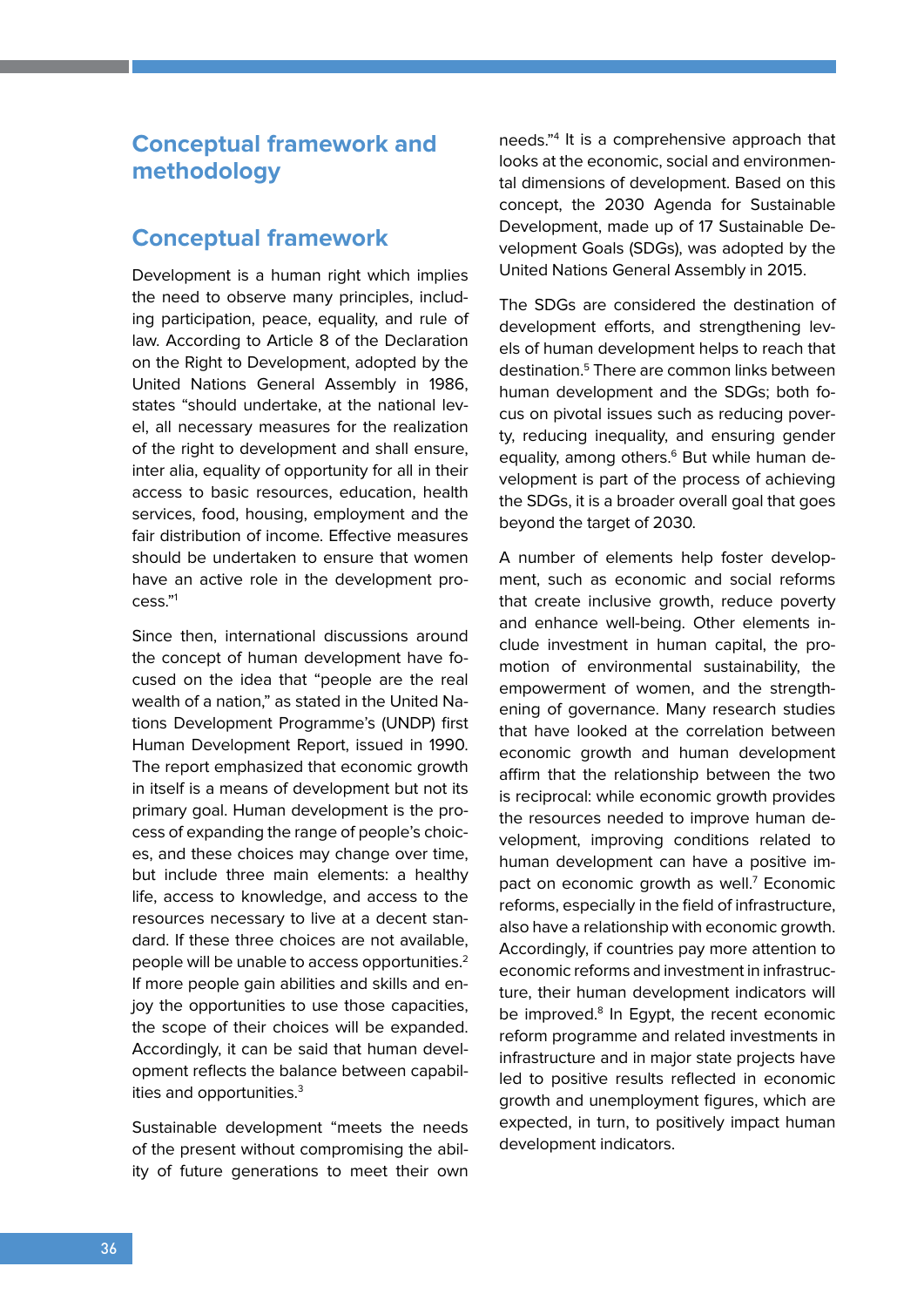# Conceptual framework and methodology

## Conceptual framework

Development is a human right which implies the need to observe many principles, including participation, peace, equality, and rule of law. According to Article 8 of the Declaration on the Right to Development, adopted by the United Nations General Assembly in 1986, states "should undertake, at the national level, all necessary measures for the realization of the right to development and shall ensure, inter alia, equality of opportunity for all in their access to basic resources, education, health services, food, housing, employment and the fair distribution of income. Effective measures should be undertaken to ensure that women have an active role in the development process."[1]

Since then, international discussions around the concept of human development have focused on the idea that "people are the real wealth of a nation," as stated in the United Nations Development Programme's (UNDP) first Human Development Report, issued in 1990. The report emphasized that economic growth in itself is a means of development but not its primary goal. Human development is the process of expanding the range of people's choices, and these choices may change over time, but include three main elements: a healthy life, access to knowledge, and access to the resources necessary to live at a decent standard. If these three choices are not available, people will be unable to access opportunities.[2] If more people gain abilities and skills and enjoy the opportunities to use those capacities, the scope of their choices will be expanded. Accordingly, it can be said that human development reflects the balance between capabilities and opportunities.[3]

Sustainable development "meets the needs of the present without compromising the ability of future generations to meet their own needs."[4] It is a comprehensive approach that looks at the economic, social and environmental dimensions of development. Based on this concept, the 2030 Agenda for Sustainable Development, made up of 17 Sustainable Development Goals (SDGs), was adopted by the United Nations General Assembly in 2015.

The SDGs are considered the destination of development efforts, and strengthening levels of human development helps to reach that destination.[5] There are common links between human development and the SDGs; both focus on pivotal issues such as reducing poverty, reducing inequality, and ensuring gender equality, among others.[6] But while human development is part of the process of achieving the SDGs, it is a broader overall goal that goes beyond the target of 2030.

A number of elements help foster development, such as economic and social reforms that create inclusive growth, reduce poverty and enhance well-being. Other elements include investment in human capital, the promotion of environmental sustainability, the empowerment of women, and the strengthening of governance. Many research studies that have looked at the correlation between economic growth and human development affirm that the relationship between the two is reciprocal: while economic growth provides the resources needed to improve human development, improving conditions related to human development can have a positive impact on economic growth as well.[7] Economic reforms, especially in the field of infrastructure, also have a relationship with economic growth. Accordingly, if countries pay more attention to economic reforms and investment in infrastructure, their human development indicators will be improved.[8] In Egypt, the recent economic reform programme and related investments in infrastructure and in major state projects have led to positive results reflected in economic growth and unemployment figures, which are expected, in turn, to positively impact human development indicators.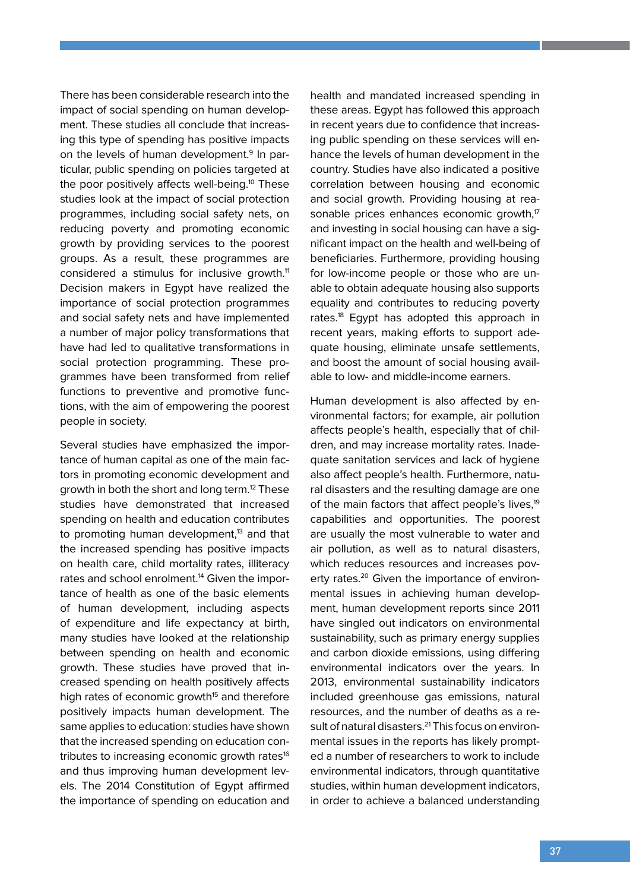There has been considerable research into the impact of social spending on human development. These studies all conclude that increasing this type of spending has positive impacts on the levels of human development.[9] In particular, public spending on policies targeted at the poor positively affects well-being.[10] These studies look at the impact of social protection programmes, including social safety nets, on reducing poverty and promoting economic growth by providing services to the poorest groups. As a result, these programmes are considered a stimulus for inclusive growth.[11] Decision makers in Egypt have realized the importance of social protection programmes and social safety nets and have implemented a number of major policy transformations that have had led to qualitative transformations in social protection programming. These programmes have been transformed from relief functions to preventive and promotive functions, with the aim of empowering the poorest people in society.

Several studies have emphasized the importance of human capital as one of the main factors in promoting economic development and growth in both the short and long term.[12] These studies have demonstrated that increased spending on health and education contributes to promoting human development,[13] and that the increased spending has positive impacts on health care, child mortality rates, illiteracy rates and school enrolment.[14] Given the importance of health as one of the basic elements of human development, including aspects of expenditure and life expectancy at birth, many studies have looked at the relationship between spending on health and economic growth. These studies have proved that increased spending on health positively affects high rates of economic growth[15] and therefore positively impacts human development. The same applies to education: studies have shown that the increased spending on education contributes to increasing economic growth rates[16] and thus improving human development levels. The 2014 Constitution of Egypt affirmed the importance of spending on education and health and mandated increased spending in these areas. Egypt has followed this approach in recent years due to confidence that increasing public spending on these services will enhance the levels of human development in the country. Studies have also indicated a positive correlation between housing and economic and social growth. Providing housing at reasonable prices enhances economic growth,[17] and investing in social housing can have a significant impact on the health and well-being of beneficiaries. Furthermore, providing housing for low-income people or those who are unable to obtain adequate housing also supports equality and contributes to reducing poverty rates.[18] Egypt has adopted this approach in recent years, making efforts to support adequate housing, eliminate unsafe settlements, and boost the amount of social housing available to low- and middle-income earners.

Human development is also affected by environmental factors; for example, air pollution affects people's health, especially that of children, and may increase mortality rates. Inadequate sanitation services and lack of hygiene also affect people's health. Furthermore, natural disasters and the resulting damage are one of the main factors that affect people's lives,[19] capabilities and opportunities. The poorest are usually the most vulnerable to water and air pollution, as well as to natural disasters, which reduces resources and increases poverty rates.[20] Given the importance of environmental issues in achieving human development, human development reports since 2011 have singled out indicators on environmental sustainability, such as primary energy supplies and carbon dioxide emissions, using differing environmental indicators over the years. In 2013, environmental sustainability indicators included greenhouse gas emissions, natural resources, and the number of deaths as a result of natural disasters.[21] This focus on environmental issues in the reports has likely prompted a number of researchers to work to include environmental indicators, through quantitative studies, within human development indicators, in order to achieve a balanced understanding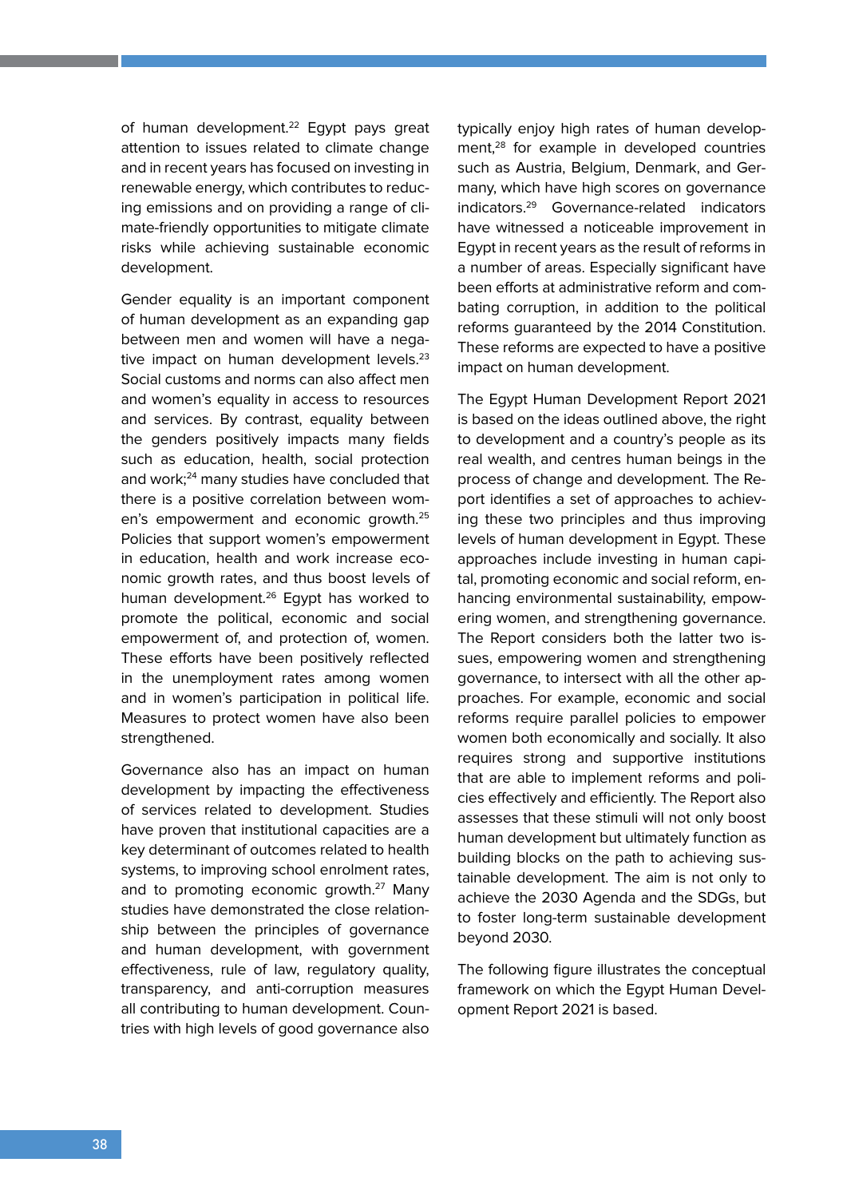of human development.[22] Egypt pays great attention to issues related to climate change and in recent years has focused on investing in renewable energy, which contributes to reducing emissions and on providing a range of climate-friendly opportunities to mitigate climate risks while achieving sustainable economic development.

Gender equality is an important component of human development as an expanding gap between men and women will have a negative impact on human development levels.[23] Social customs and norms can also affect men and women's equality in access to resources and services. By contrast, equality between the genders positively impacts many fields such as education, health, social protection and work;[24] many studies have concluded that there is a positive correlation between women's empowerment and economic growth.[25] Policies that support women's empowerment in education, health and work increase economic growth rates, and thus boost levels of human development.[26] Egypt has worked to promote the political, economic and social empowerment of, and protection of, women. These efforts have been positively reflected in the unemployment rates among women and in women's participation in political life. Measures to protect women have also been strengthened.

Governance also has an impact on human development by impacting the effectiveness of services related to development. Studies have proven that institutional capacities are a key determinant of outcomes related to health systems, to improving school enrolment rates, and to promoting economic growth.[27] Many studies have demonstrated the close relationship between the principles of governance and human development, with government effectiveness, rule of law, regulatory quality, transparency, and anti-corruption measures all contributing to human development. Countries with high levels of good governance also typically enjoy high rates of human development,[28] for example in developed countries such as Austria, Belgium, Denmark, and Germany, which have high scores on governance indicators.[29] Governance-related indicators have witnessed a noticeable improvement in Egypt in recent years as the result of reforms in a number of areas. Especially significant have been efforts at administrative reform and combating corruption, in addition to the political reforms guaranteed by the 2014 Constitution. These reforms are expected to have a positive impact on human development.

The Egypt Human Development Report 2021 is based on the ideas outlined above, the right to development and a country's people as its real wealth, and centres human beings in the process of change and development. The Report identifies a set of approaches to achieving these two principles and thus improving levels of human development in Egypt. These approaches include investing in human capital, promoting economic and social reform, enhancing environmental sustainability, empowering women, and strengthening governance. The Report considers both the latter two issues, empowering women and strengthening governance, to intersect with all the other approaches. For example, economic and social reforms require parallel policies to empower women both economically and socially. It also requires strong and supportive institutions that are able to implement reforms and policies effectively and efficiently. The Report also assesses that these stimuli will not only boost human development but ultimately function as building blocks on the path to achieving sustainable development. The aim is not only to achieve the 2030 Agenda and the SDGs, but to foster long-term sustainable development beyond 2030.

The following figure illustrates the conceptual framework on which the Egypt Human Development Report 2021 is based.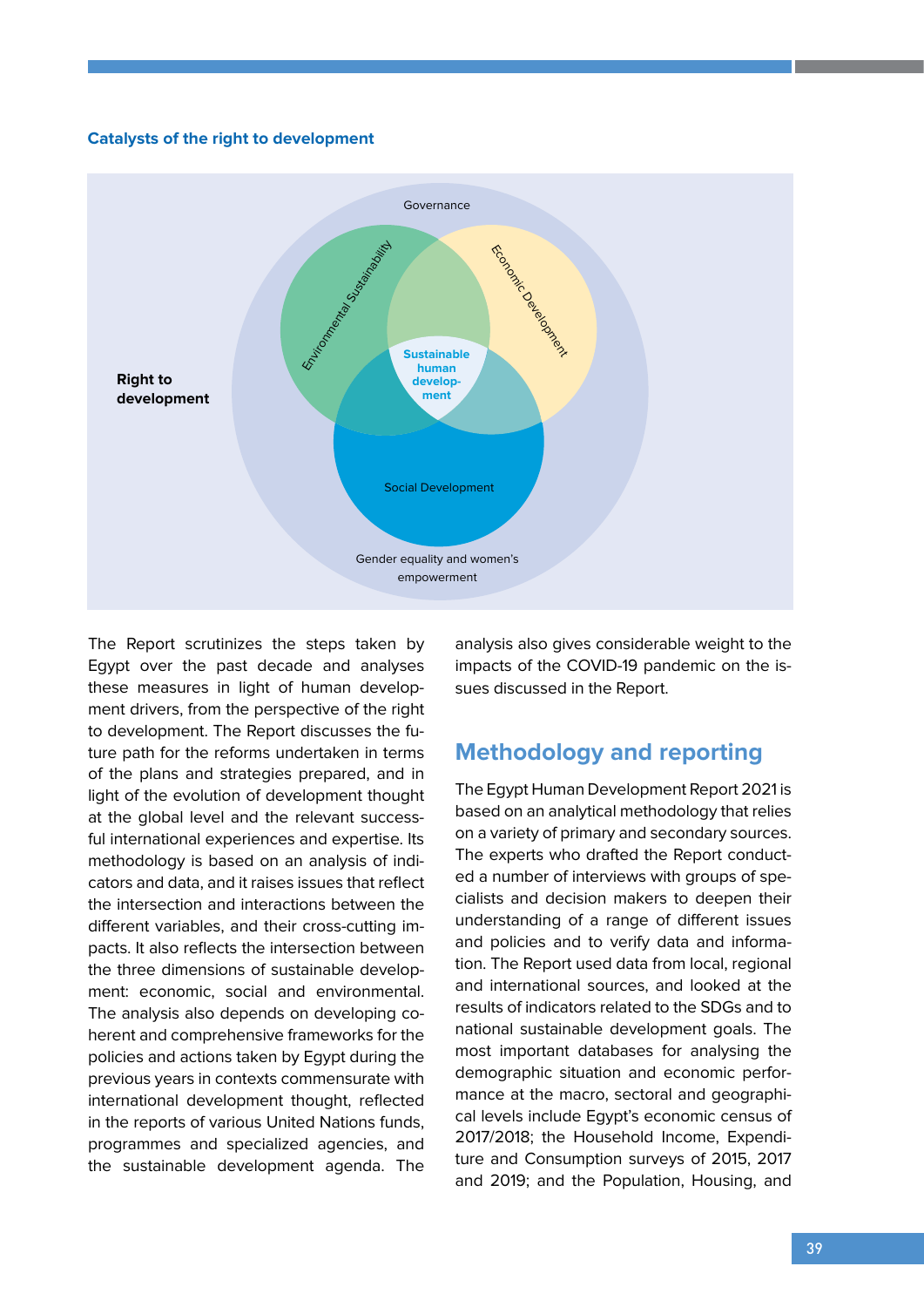**Catalysts of the right to development**

Governance

Right to development

Environmental Sustainability

Economic Development

Sustainable human development

Social Development

Gender equality and women's empowerment

The Report scrutinizes the steps taken by Egypt over the past decade and analyses these measures in light of human development drivers, from the perspective of the right to development. The Report discusses the future path for the reforms undertaken in terms of the plans and strategies prepared, and in light of the evolution of development thought at the global level and the relevant successful international experiences and expertise. Its methodology is based on an analysis of indicators and data, and it raises issues that reflect the intersection and interactions between the different variables, and their cross-cutting impacts. It also reflects the intersection between the three dimensions of sustainable development: economic, social and environmental. The analysis also depends on developing coherent and comprehensive frameworks for the policies and actions taken by Egypt during the previous years in contexts commensurate with international development thought, reflected in the reports of various United Nations funds, programmes and specialized agencies, and the sustainable development agenda. The analysis also gives considerable weight to the impacts of the COVID-19 pandemic on the issues discussed in the Report.

## Methodology and reporting

The Egypt Human Development Report 2021 is based on an analytical methodology that relies on a variety of primary and secondary sources. The experts who drafted the Report conducted a number of interviews with groups of specialists and decision makers to deepen their understanding of a range of different issues and policies and to verify data and information. The Report used data from local, regional and international sources, and looked at the results of indicators related to the SDGs and to national sustainable development goals. The most important databases for analysing the demographic situation and economic performance at the macro, sectoral and geographical levels include Egypt's economic census of 2017/2018; the Household Income, Expenditure and Consumption surveys of 2015, 2017 and 2019; and the Population, Housing, and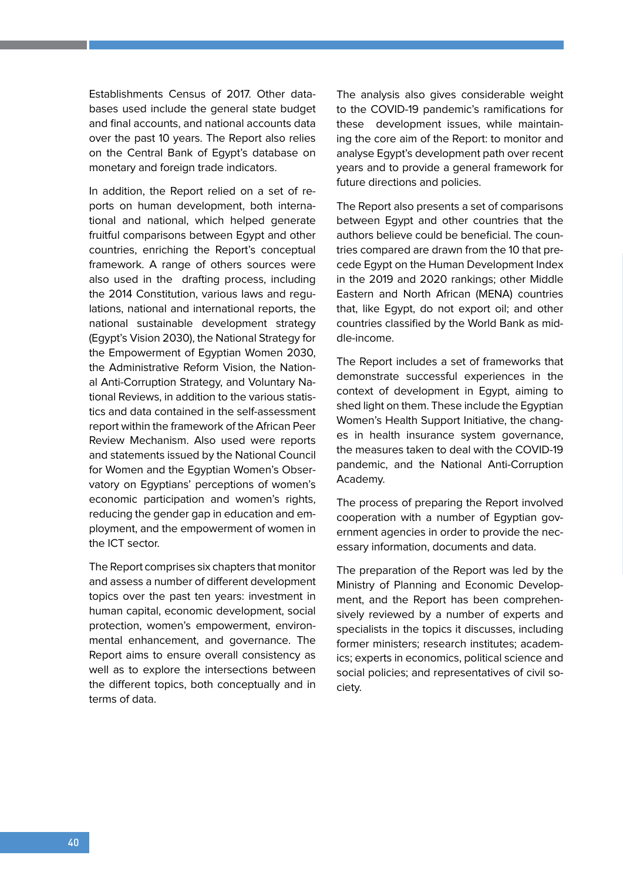Establishments Census of 2017. Other databases used include the general state budget and final accounts, and national accounts data over the past 10 years. The Report also relies on the Central Bank of Egypt's database on monetary and foreign trade indicators.

In addition, the Report relied on a set of reports on human development, both international and national, which helped generate fruitful comparisons between Egypt and other countries, enriching the Report's conceptual framework. A range of others sources were also used in the drafting process, including the 2014 Constitution, various laws and regulations, national and international reports, the national sustainable development strategy (Egypt's Vision 2030), the National Strategy for the Empowerment of Egyptian Women 2030, the Administrative Reform Vision, the National Anti-Corruption Strategy, and Voluntary National Reviews, in addition to the various statistics and data contained in the self-assessment report within the framework of the African Peer Review Mechanism. Also used were reports and statements issued by the National Council for Women and the Egyptian Women's Observatory on Egyptians' perceptions of women's economic participation and women's rights, reducing the gender gap in education and employment, and the empowerment of women in the ICT sector.

The Report comprises six chapters that monitor and assess a number of different development topics over the past ten years: investment in human capital, economic development, social protection, women's empowerment, environmental enhancement, and governance. The Report aims to ensure overall consistency as well as to explore the intersections between the different topics, both conceptually and in terms of data.

The analysis also gives considerable weight to the COVID-19 pandemic's ramifications for these development issues, while maintaining the core aim of the Report: to monitor and analyse Egypt's development path over recent years and to provide a general framework for future directions and policies.

The Report also presents a set of comparisons between Egypt and other countries that the authors believe could be beneficial. The countries compared are drawn from the 10 that precede Egypt on the Human Development Index in the 2019 and 2020 rankings; other Middle Eastern and North African (MENA) countries that, like Egypt, do not export oil; and other countries classified by the World Bank as middle-income.

The Report includes a set of frameworks that demonstrate successful experiences in the context of development in Egypt, aiming to shed light on them. These include the Egyptian Women's Health Support Initiative, the changes in health insurance system governance, the measures taken to deal with the COVID-19 pandemic, and the National Anti-Corruption Academy.

The process of preparing the Report involved cooperation with a number of Egyptian government agencies in order to provide the necessary information, documents and data.

The preparation of the Report was led by the Ministry of Planning and Economic Development, and the Report has been comprehensively reviewed by a number of experts and specialists in the topics it discusses, including former ministers; research institutes; academics; experts in economics, political science and social policies; and representatives of civil society.